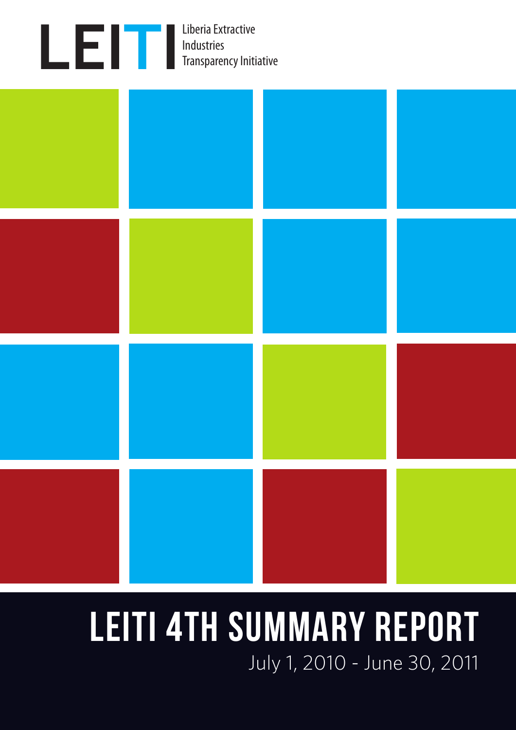LEITI

Liberia Extractive Industries Transparency Initiative

# LEITI 4TH SUMMARY REPORT

July 1, 2010 - June 30, 2011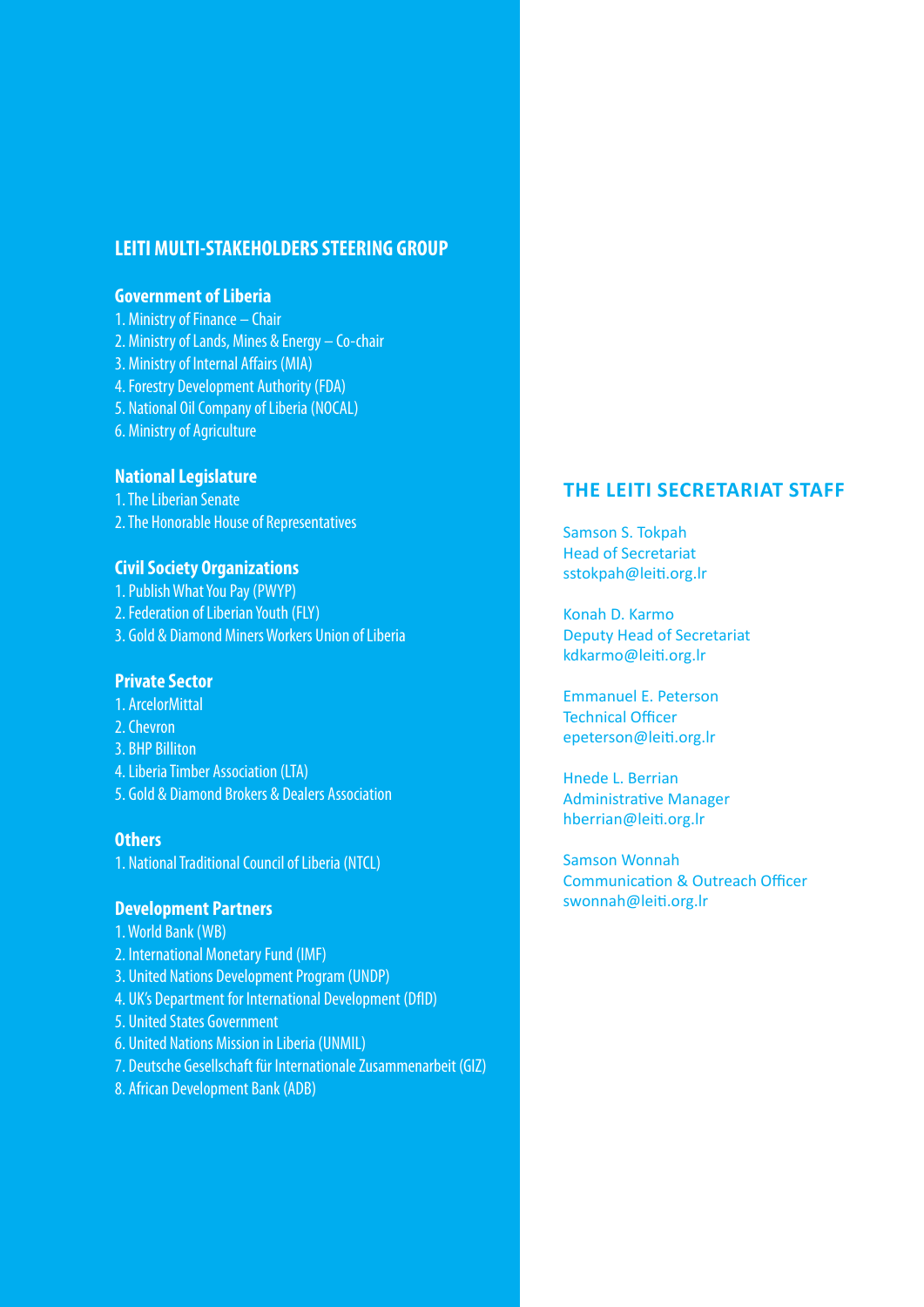## LEITI MULTI-STAKEHOLDERS STEERING GROUP

### Government of Liberia

1. Ministry of Finance – Chair
2. Ministry of Lands, Mines & Energy – Co-chair
3. Ministry of Internal Affairs (MIA)
4. Forestry Development Authority (FDA)
5. National Oil Company of Liberia (NOCAL)
6. Ministry of Agriculture

### National Legislature

1. The Liberian Senate
2. The Honorable House of Representatives

### Civil Society Organizations

1. Publish What You Pay (PWYP)
2. Federation of Liberian Youth (FLY)
3. Gold & Diamond Miners Workers Union of Liberia

### Private Sector

1. ArcelorMittal
2. Chevron
3. BHP Billiton
4. Liberia Timber Association (LTA)
5. Gold & Diamond Brokers & Dealers Association

### Others

1. National Traditional Council of Liberia (NTCL)

### Development Partners

1. World Bank (WB)
2. International Monetary Fund (IMF)
3. United Nations Development Program (UNDP)
4. UK's Department for International Development (DfID)
5. United States Government
6. United Nations Mission in Liberia (UNMIL)
7. Deutsche Gesellschaft für Internationale Zusammenarbeit (GIZ)
8. African Development Bank (ADB)

## THE LEITI SECRETARIAT STAFF

Samson S. Tokpah
Head of Secretariat
sstokpah@leiti.org.lr

Konah D. Karmo
Deputy Head of Secretariat
kdkarmo@leiti.org.lr

Emmanuel E. Peterson
Technical Officer
epeterson@leiti.org.lr

Hnede L. Berrian
Administrative Manager
hberrian@leiti.org.lr

Samson Wonnah
Communication & Outreach Officer
swonnah@leiti.org.lr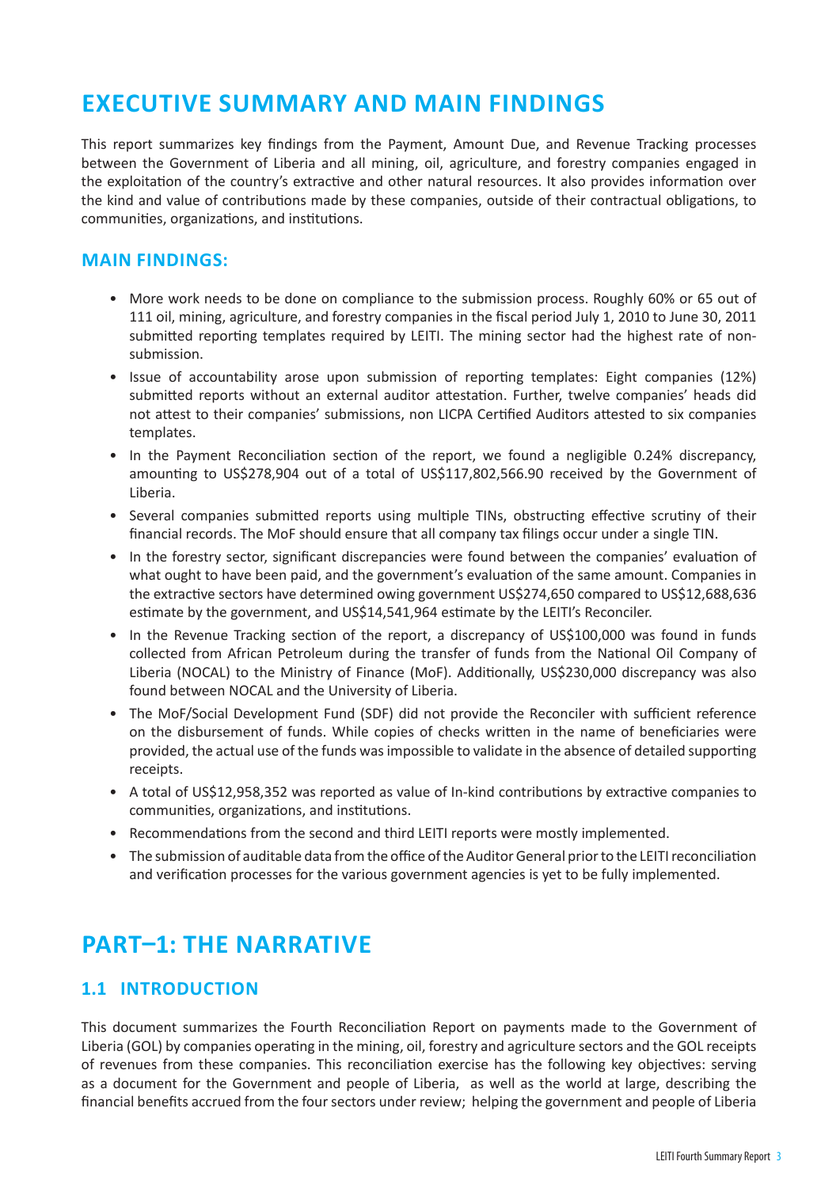# EXECUTIVE SUMMARY AND MAIN FINDINGS

This report summarizes key findings from the Payment, Amount Due, and Revenue Tracking processes between the Government of Liberia and all mining, oil, agriculture, and forestry companies engaged in the exploitation of the country's extractive and other natural resources. It also provides information over the kind and value of contributions made by these companies, outside of their contractual obligations, to communities, organizations, and institutions.

## MAIN FINDINGS:

- More work needs to be done on compliance to the submission process. Roughly 60% or 65 out of 111 oil, mining, agriculture, and forestry companies in the fiscal period July 1, 2010 to June 30, 2011 submitted reporting templates required by LEITI. The mining sector had the highest rate of non-submission.
- Issue of accountability arose upon submission of reporting templates: Eight companies (12%) submitted reports without an external auditor attestation. Further, twelve companies' heads did not attest to their companies' submissions, non LICPA Certified Auditors attested to six companies templates.
- In the Payment Reconciliation section of the report, we found a negligible 0.24% discrepancy, amounting to US$278,904 out of a total of US$117,802,566.90 received by the Government of Liberia.
- Several companies submitted reports using multiple TINs, obstructing effective scrutiny of their financial records. The MoF should ensure that all company tax filings occur under a single TIN.
- In the forestry sector, significant discrepancies were found between the companies' evaluation of what ought to have been paid, and the government's evaluation of the same amount. Companies in the extractive sectors have determined owing government US$274,650 compared to US$12,688,636 estimate by the government, and US$14,541,964 estimate by the LEITI's Reconciler.
- In the Revenue Tracking section of the report, a discrepancy of US$100,000 was found in funds collected from African Petroleum during the transfer of funds from the National Oil Company of Liberia (NOCAL) to the Ministry of Finance (MoF). Additionally, US$230,000 discrepancy was also found between NOCAL and the University of Liberia.
- The MoF/Social Development Fund (SDF) did not provide the Reconciler with sufficient reference on the disbursement of funds. While copies of checks written in the name of beneficiaries were provided, the actual use of the funds was impossible to validate in the absence of detailed supporting receipts.
- A total of US$12,958,352 was reported as value of In-kind contributions by extractive companies to communities, organizations, and institutions.
- Recommendations from the second and third LEITI reports were mostly implemented.
- The submission of auditable data from the office of the Auditor General prior to the LEITI reconciliation and verification processes for the various government agencies is yet to be fully implemented.

# PART–1: THE NARRATIVE

## 1.1 INTRODUCTION

This document summarizes the Fourth Reconciliation Report on payments made to the Government of Liberia (GOL) by companies operating in the mining, oil, forestry and agriculture sectors and the GOL receipts of revenues from these companies. This reconciliation exercise has the following key objectives: serving as a document for the Government and people of Liberia, as well as the world at large, describing the financial benefits accrued from the four sectors under review; helping the government and people of Liberia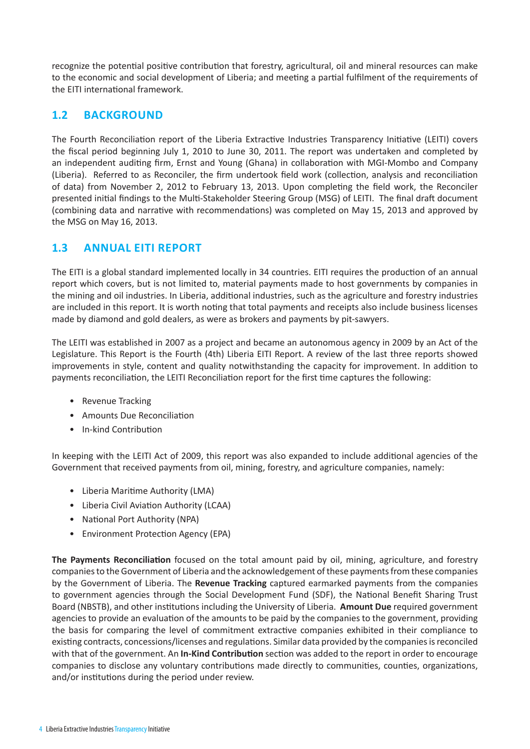recognize the potential positive contribution that forestry, agricultural, oil and mineral resources can make to the economic and social development of Liberia; and meeting a partial fulfilment of the requirements of the EITI international framework.

## 1.2 BACKGROUND

The Fourth Reconciliation report of the Liberia Extractive Industries Transparency Initiative (LEITI) covers the fiscal period beginning July 1, 2010 to June 30, 2011. The report was undertaken and completed by an independent auditing firm, Ernst and Young (Ghana) in collaboration with MGI-Mombo and Company (Liberia). Referred to as Reconciler, the firm undertook field work (collection, analysis and reconciliation of data) from November 2, 2012 to February 13, 2013. Upon completing the field work, the Reconciler presented initial findings to the Multi-Stakeholder Steering Group (MSG) of LEITI. The final draft document (combining data and narrative with recommendations) was completed on May 15, 2013 and approved by the MSG on May 16, 2013.

## 1.3 ANNUAL EITI REPORT

The EITI is a global standard implemented locally in 34 countries. EITI requires the production of an annual report which covers, but is not limited to, material payments made to host governments by companies in the mining and oil industries. In Liberia, additional industries, such as the agriculture and forestry industries are included in this report. It is worth noting that total payments and receipts also include business licenses made by diamond and gold dealers, as were as brokers and payments by pit-sawyers.

The LEITI was established in 2007 as a project and became an autonomous agency in 2009 by an Act of the Legislature. This Report is the Fourth (4th) Liberia EITI Report. A review of the last three reports showed improvements in style, content and quality notwithstanding the capacity for improvement. In addition to payments reconciliation, the LEITI Reconciliation report for the first time captures the following:

- Revenue Tracking
- Amounts Due Reconciliation
- In-kind Contribution

In keeping with the LEITI Act of 2009, this report was also expanded to include additional agencies of the Government that received payments from oil, mining, forestry, and agriculture companies, namely:

- Liberia Maritime Authority (LMA)
- Liberia Civil Aviation Authority (LCAA)
- National Port Authority (NPA)
- Environment Protection Agency (EPA)

**The Payments Reconciliation** focused on the total amount paid by oil, mining, agriculture, and forestry companies to the Government of Liberia and the acknowledgement of these payments from these companies by the Government of Liberia. The **Revenue Tracking** captured earmarked payments from the companies to government agencies through the Social Development Fund (SDF), the National Benefit Sharing Trust Board (NBSTB), and other institutions including the University of Liberia. **Amount Due** required government agencies to provide an evaluation of the amounts to be paid by the companies to the government, providing the basis for comparing the level of commitment extractive companies exhibited in their compliance to existing contracts, concessions/licenses and regulations. Similar data provided by the companies is reconciled with that of the government. An **In-Kind Contribution** section was added to the report in order to encourage companies to disclose any voluntary contributions made directly to communities, counties, organizations, and/or institutions during the period under review.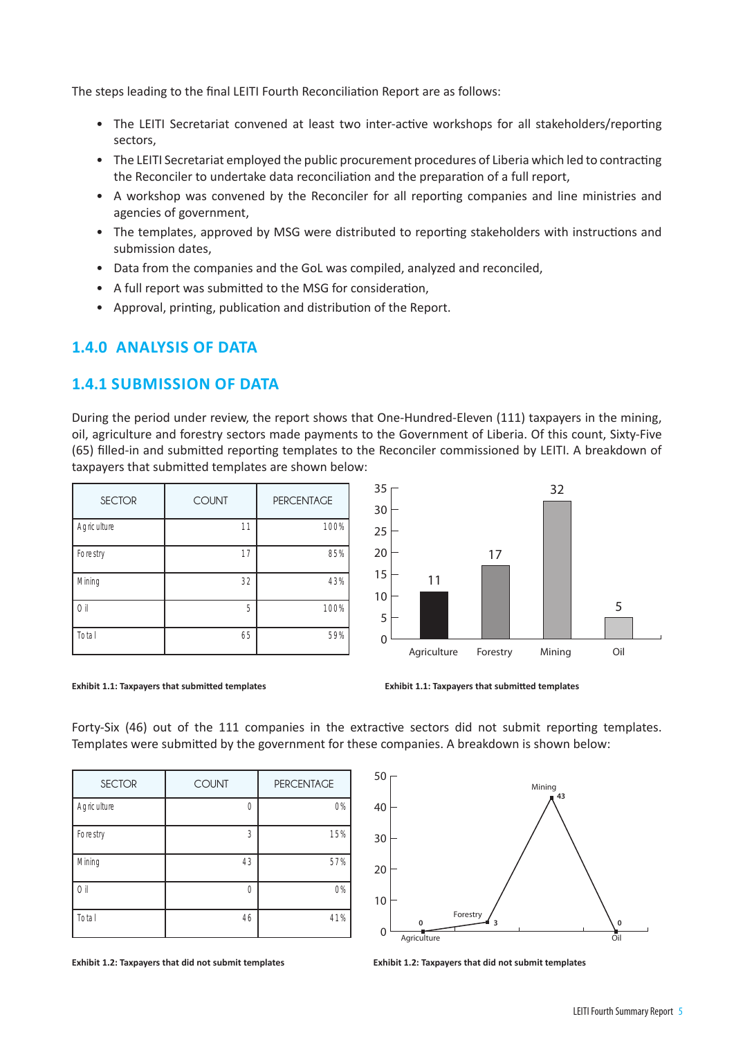The steps leading to the final LEITI Fourth Reconciliation Report are as follows:

- The LEITI Secretariat convened at least two inter-active workshops for all stakeholders/reporting sectors,
- The LEITI Secretariat employed the public procurement procedures of Liberia which led to contracting the Reconciler to undertake data reconciliation and the preparation of a full report,
- A workshop was convened by the Reconciler for all reporting companies and line ministries and agencies of government,
- The templates, approved by MSG were distributed to reporting stakeholders with instructions and submission dates,
- Data from the companies and the GoL was compiled, analyzed and reconciled,
- A full report was submitted to the MSG for consideration,
- Approval, printing, publication and distribution of the Report.

## 1.4.0 ANALYSIS OF DATA

### 1.4.1 SUBMISSION OF DATA

During the period under review, the report shows that One-Hundred-Eleven (111) taxpayers in the mining, oil, agriculture and forestry sectors made payments to the Government of Liberia. Of this count, Sixty-Five (65) filled-in and submitted reporting templates to the Reconciler commissioned by LEITI. A breakdown of taxpayers that submitted templates are shown below:

| SECTOR | COUNT | PERCENTAGE |
|---|---|---|
| Agriculture | 11 | 100% |
| Forestry | 17 | 85% |
| Mining | 32 | 43% |
| Oil | 5 | 100% |
| Total | 65 | 59% |

**Exhibit 1.1: Taxpayers that submitted templates**

| Sector | Value |
|---|---|
| Agriculture | 11 |
| Forestry | 17 |
| Mining | 32 |
| Oil | 5 |

**Exhibit 1.1: Taxpayers that submitted templates**

Forty-Six (46) out of the 111 companies in the extractive sectors did not submit reporting templates. Templates were submitted by the government for these companies. A breakdown is shown below:

| SECTOR | COUNT | PERCENTAGE |
|---|---|---|
| Agriculture | 0 | 0% |
| Forestry | 3 | 15% |
| Mining | 43 | 57% |
| Oil | 0 | 0% |
| Total | 46 | 41% |

**Exhibit 1.2: Taxpayers that did not submit templates**

| Sector | Value |
|---|---|
| Agriculture | 0 |
| Forestry | 3 |
| Mining | 43 |
| Oil | 0 |

**Exhibit 1.2: Taxpayers that did not submit templates**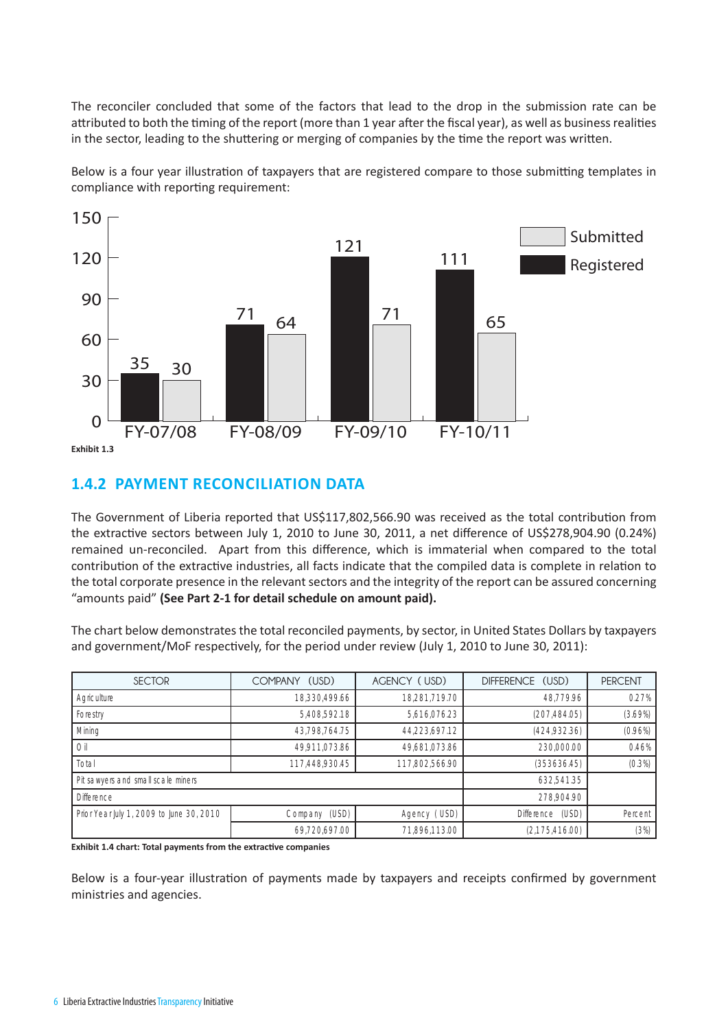The reconciler concluded that some of the factors that lead to the drop in the submission rate can be attributed to both the timing of the report (more than 1 year after the fiscal year), as well as business realities in the sector, leading to the shuttering or merging of companies by the time the report was written.

Below is a four year illustration of taxpayers that are registered compare to those submitting templates in compliance with reporting requirement:

| | Registered | Submitted |
|---|---|---|
| FY-07/08 | 35 | 30 |
| FY-08/09 | 71 | 64 |
| FY-09/10 | 121 | 71 |
| FY-10/11 | 111 | 65 |

**Exhibit 1.3**

## 1.4.2 PAYMENT RECONCILIATION DATA

The Government of Liberia reported that US$117,802,566.90 was received as the total contribution from the extractive sectors between July 1, 2010 to June 30, 2011, a net difference of US$278,904.90 (0.24%) remained un-reconciled. Apart from this difference, which is immaterial when compared to the total contribution of the extractive industries, all facts indicate that the compiled data is complete in relation to the total corporate presence in the relevant sectors and the integrity of the report can be assured concerning "amounts paid" **(See Part 2-1 for detail schedule on amount paid).**

The chart below demonstrates the total reconciled payments, by sector, in United States Dollars by taxpayers and government/MoF respectively, for the period under review (July 1, 2010 to June 30, 2011):

| SECTOR | COMPANY (USD) | AGENCY ( USD) | DIFFERENCE (USD) | PERCENT |
|---|---|---|---|---|
| Agriculture | 18,330,499.66 | 18,281,719.70 | 48,779.96 | 0.27% |
| Forestry | 5,408,592.18 | 5,616,076.23 | (207,484.05) | (3.69%) |
| Mining | 43,798,764.75 | 44,223,697.12 | (424,932.36) | (0.96%) |
| Oil | 49,911,073.86 | 49,681,073.86 | 230,000.00 | 0.46% |
| Total | 117,448,930.45 | 117,802,566.90 | (353636.45) | (0.3%) |
| Pit sawyers and small scale miners | | | 632,541.35 | |
| Difference | | | 278,904.90 | |
| Prior Year July 1, 2009 to June 30, 2010 | Company (USD) | Agency ( USD) | Difference (USD) | Percent |
| | 69,720,697.00 | 71,896,113.00 | (2,175,416.00) | (3%) |

**Exhibit 1.4 chart: Total payments from the extractive companies**

Below is a four-year illustration of payments made by taxpayers and receipts confirmed by government ministries and agencies.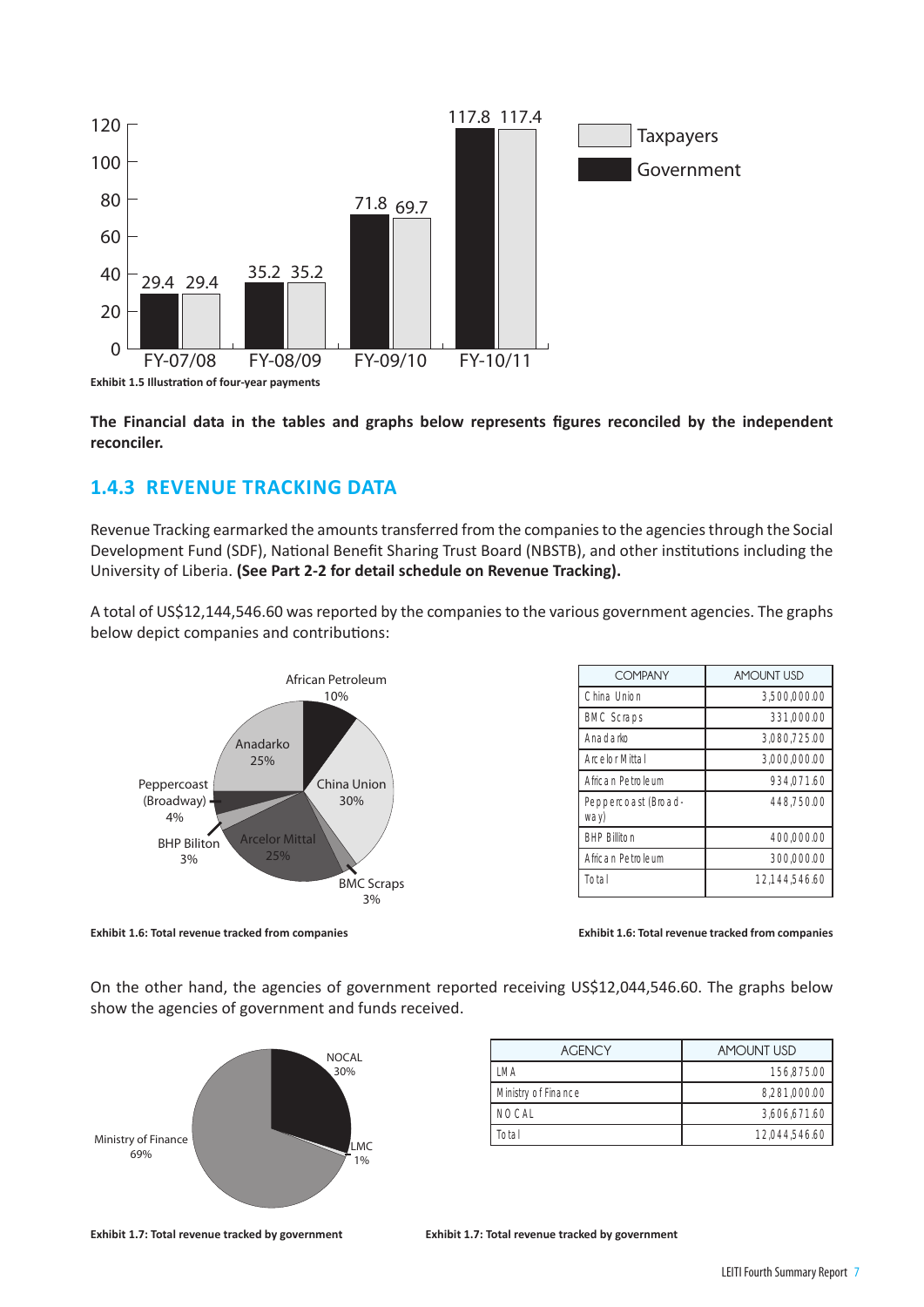| | FY-07/08 | FY-08/09 | FY-09/10 | FY-10/11 |
|---|---|---|---|---|
| Government | 29.4 | 35.2 | 71.8 | 117.8 |
| Taxpayers | 29.4 | 35.2 | 69.7 | 117.4 |

**Exhibit 1.5 Illustration of four-year payments**

**The Financial data in the tables and graphs below represents figures reconciled by the independent reconciler.**

## 1.4.3 REVENUE TRACKING DATA

Revenue Tracking earmarked the amounts transferred from the companies to the agencies through the Social Development Fund (SDF), National Benefit Sharing Trust Board (NBSTB), and other institutions including the University of Liberia. **(See Part 2-2 for detail schedule on Revenue Tracking).**

A total of US$12,144,546.60 was reported by the companies to the various government agencies. The graphs below depict companies and contributions:

African Petroleum 10%, China Union 30%, BMC Scraps 3%, Arcelor Mittal 25%, BHP Biliton 3%, Peppercoast (Broadway) 4%, Anadarko 25%

**Exhibit 1.6: Total revenue tracked from companies**

| COMPANY | AMOUNT USD |
|---|---|
| China Union | 3,500,000.00 |
| BMC Scraps | 331,000.00 |
| Anadarko | 3,080,725.00 |
| Arcelor Mittal | 3,000,000.00 |
| African Petroleum | 934,071.60 |
| Peppercoast (Broadway) | 448,750.00 |
| BHP Billiton | 400,000.00 |
| African Petroleum | 300,000.00 |
| Total | 12,144,546.60 |

**Exhibit 1.6: Total revenue tracked from companies**

On the other hand, the agencies of government reported receiving US$12,044,546.60. The graphs below show the agencies of government and funds received.

NOCAL 30%, LMC 1%, Ministry of Finance 69%

**Exhibit 1.7: Total revenue tracked by government**

| AGENCY | AMOUNT USD |
|---|---|
| LMA | 156,875.00 |
| Ministry of Finance | 8,281,000.00 |
| NOCAL | 3,606,671.60 |
| Total | 12,044,546.60 |

**Exhibit 1.7: Total revenue tracked by government**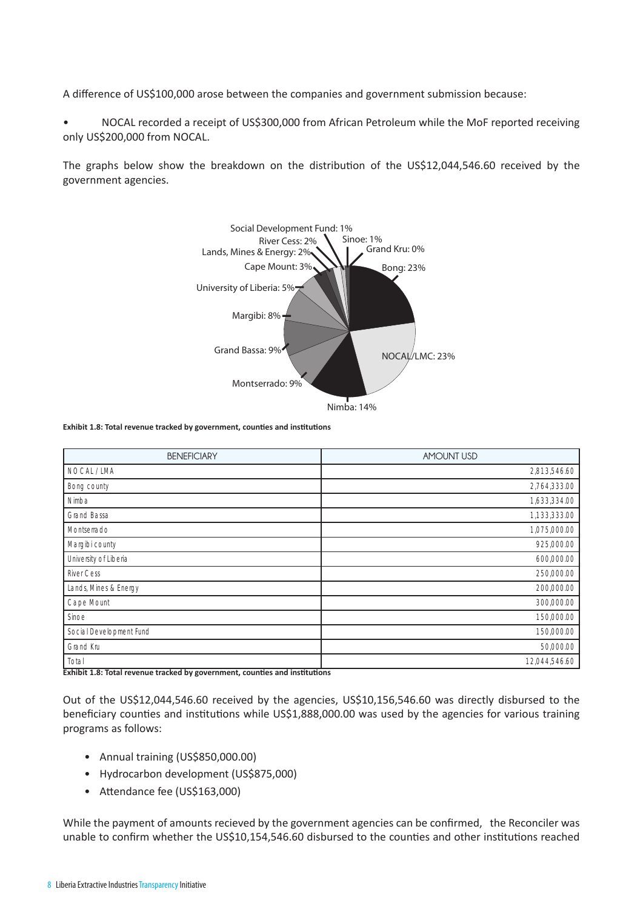A difference of US$100,000 arose between the companies and government submission because:

• NOCAL recorded a receipt of US$300,000 from African Petroleum while the MoF reported receiving only US$200,000 from NOCAL.

The graphs below show the breakdown on the distribution of the US$12,044,546.60 received by the government agencies.

Social Development Fund: 1%
River Cess: 2%
Sinoe: 1%
Lands, Mines & Energy: 2%
Grand Kru: 0%
Cape Mount: 3%
Bong: 23%
University of Liberia: 5%
Margibi: 8%
Grand Bassa: 9%
NOCAL/LMC: 23%
Montserrado: 9%
Nimba: 14%

**Exhibit 1.8: Total revenue tracked by government, counties and institutions**

| BENEFICIARY | AMOUNT USD |
|---|---|
| NOCAL / LMA | 2,813,546.60 |
| Bong county | 2,764,333.00 |
| Nimba | 1,633,334.00 |
| Grand Bassa | 1,133,333.00 |
| Montserrado | 1,075,000.00 |
| Margibi county | 925,000.00 |
| University of Liberia | 600,000.00 |
| River Cess | 250,000.00 |
| Lands, Mines & Energy | 200,000.00 |
| Cape Mount | 300,000.00 |
| Sinoe | 150,000.00 |
| Social Development Fund | 150,000.00 |
| Grand Kru | 50,000.00 |
| Total | 12,044,546.60 |

**Exhibit 1.8: Total revenue tracked by government, counties and institutions**

Out of the US$12,044,546.60 received by the agencies, US$10,156,546.60 was directly disbursed to the beneficiary counties and institutions while US$1,888,000.00 was used by the agencies for various training programs as follows:

- Annual training (US$850,000.00)
- Hydrocarbon development (US$875,000)
- Attendance fee (US$163,000)

While the payment of amounts recieved by the government agencies can be confirmed, the Reconciler was unable to confirm whether the US$10,154,546.60 disbursed to the counties and other institutions reached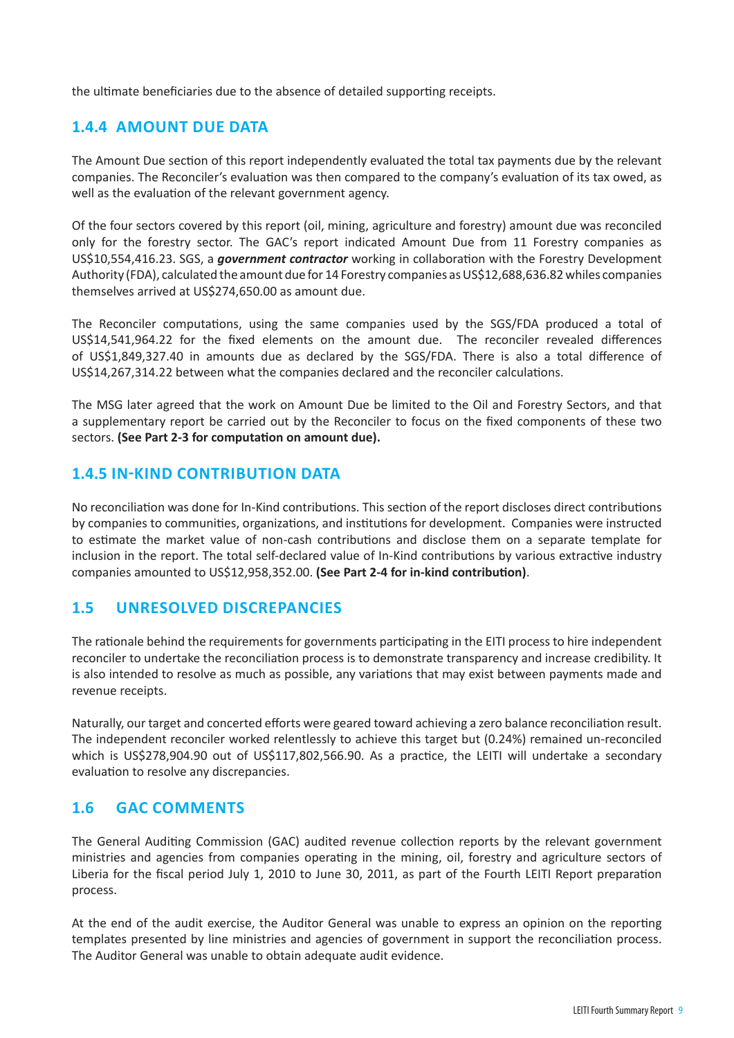the ultimate beneficiaries due to the absence of detailed supporting receipts.

### 1.4.4 AMOUNT DUE DATA

The Amount Due section of this report independently evaluated the total tax payments due by the relevant companies. The Reconciler's evaluation was then compared to the company's evaluation of its tax owed, as well as the evaluation of the relevant government agency.

Of the four sectors covered by this report (oil, mining, agriculture and forestry) amount due was reconciled only for the forestry sector. The GAC's report indicated Amount Due from 11 Forestry companies as US$10,554,416.23. SGS, a ***government contractor*** working in collaboration with the Forestry Development Authority (FDA), calculated the amount due for 14 Forestry companies as US$12,688,636.82 whiles companies themselves arrived at US$274,650.00 as amount due.

The Reconciler computations, using the same companies used by the SGS/FDA produced a total of US$14,541,964.22 for the fixed elements on the amount due. The reconciler revealed differences of US$1,849,327.40 in amounts due as declared by the SGS/FDA. There is also a total difference of US$14,267,314.22 between what the companies declared and the reconciler calculations.

The MSG later agreed that the work on Amount Due be limited to the Oil and Forestry Sectors, and that a supplementary report be carried out by the Reconciler to focus on the fixed components of these two sectors. **(See Part 2-3 for computation on amount due).**

### 1.4.5 IN-KIND CONTRIBUTION DATA

No reconciliation was done for In-Kind contributions. This section of the report discloses direct contributions by companies to communities, organizations, and institutions for development. Companies were instructed to estimate the market value of non-cash contributions and disclose them on a separate template for inclusion in the report. The total self-declared value of In-Kind contributions by various extractive industry companies amounted to US$12,958,352.00. **(See Part 2-4 for in-kind contribution)**.

## 1.5 UNRESOLVED DISCREPANCIES

The rationale behind the requirements for governments participating in the EITI process to hire independent reconciler to undertake the reconciliation process is to demonstrate transparency and increase credibility. It is also intended to resolve as much as possible, any variations that may exist between payments made and revenue receipts.

Naturally, our target and concerted efforts were geared toward achieving a zero balance reconciliation result. The independent reconciler worked relentlessly to achieve this target but (0.24%) remained un-reconciled which is US$278,904.90 out of US$117,802,566.90. As a practice, the LEITI will undertake a secondary evaluation to resolve any discrepancies.

## 1.6 GAC COMMENTS

The General Auditing Commission (GAC) audited revenue collection reports by the relevant government ministries and agencies from companies operating in the mining, oil, forestry and agriculture sectors of Liberia for the fiscal period July 1, 2010 to June 30, 2011, as part of the Fourth LEITI Report preparation process.

At the end of the audit exercise, the Auditor General was unable to express an opinion on the reporting templates presented by line ministries and agencies of government in support the reconciliation process. The Auditor General was unable to obtain adequate audit evidence.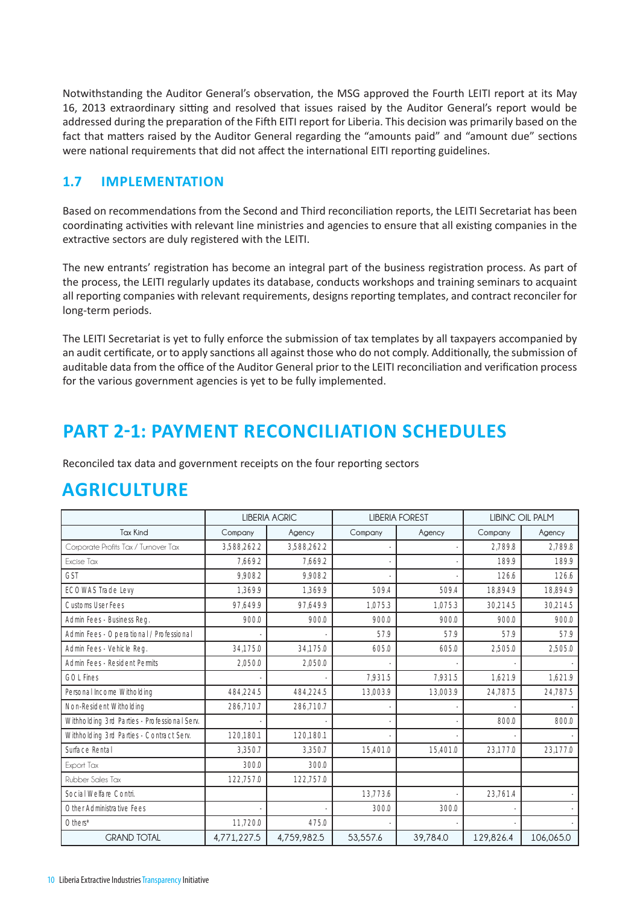Notwithstanding the Auditor General's observation, the MSG approved the Fourth LEITI report at its May 16, 2013 extraordinary sitting and resolved that issues raised by the Auditor General's report would be addressed during the preparation of the Fifth EITI report for Liberia. This decision was primarily based on the fact that matters raised by the Auditor General regarding the "amounts paid" and "amount due" sections were national requirements that did not affect the international EITI reporting guidelines.

## 1.7 IMPLEMENTATION

Based on recommendations from the Second and Third reconciliation reports, the LEITI Secretariat has been coordinating activities with relevant line ministries and agencies to ensure that all existing companies in the extractive sectors are duly registered with the LEITI.

The new entrants' registration has become an integral part of the business registration process. As part of the process, the LEITI regularly updates its database, conducts workshops and training seminars to acquaint all reporting companies with relevant requirements, designs reporting templates, and contract reconciler for long-term periods.

The LEITI Secretariat is yet to fully enforce the submission of tax templates by all taxpayers accompanied by an audit certificate, or to apply sanctions all against those who do not comply. Additionally, the submission of auditable data from the office of the Auditor General prior to the LEITI reconciliation and verification process for the various government agencies is yet to be fully implemented.

# PART 2-1: PAYMENT RECONCILIATION SCHEDULES

Reconciled tax data and government receipts on the four reporting sectors

# AGRICULTURE

| | LIBERIA AGRIC | | LIBERIA FOREST | | LIBINC OIL PALM | |
|---|---|---|---|---|---|---|
| Tax Kind | Company | Agency | Company | Agency | Company | Agency |
| Corporate Profits Tax / Turnover Tax | 3,588,262.2 | 3,588,262.2 | - | - | 2,789.8 | 2,789.8 |
| Excise Tax | 7,669.2 | 7,669.2 | - | - | 189.9 | 189.9 |
| GST | 9,908.2 | 9,908.2 | - | - | 126.6 | 126.6 |
| ECOWAS Trade Levy | 1,369.9 | 1,369.9 | 509.4 | 509.4 | 18,894.9 | 18,894.9 |
| Customs User Fees | 97,649.9 | 97,649.9 | 1,075.3 | 1,075.3 | 30,214.5 | 30,214.5 |
| Admin Fees - Business Reg. | 900.0 | 900.0 | 900.0 | 900.0 | 900.0 | 900.0 |
| Admin Fees - Operational / Professional | - | - | 57.9 | 57.9 | 57.9 | 57.9 |
| Admin Fees - Vehicle Reg. | 34,175.0 | 34,175.0 | 605.0 | 605.0 | 2,505.0 | 2,505.0 |
| Admin Fees - Resident Permits | 2,050.0 | 2,050.0 | - | - | - | - |
| GOL Fines | - | - | 7,931.5 | 7,931.5 | 1,621.9 | 1,621.9 |
| Personal Income Withholding | 484,224.5 | 484,224.5 | 13,003.9 | 13,003.9 | 24,787.5 | 24,787.5 |
| Non-Resident Withholding | 286,710.7 | 286,710.7 | - | - | - | - |
| Withholding 3rd Parties - Professional Serv. | - | - | - | - | 800.0 | 800.0 |
| Withholding 3rd Parties - Contract Serv. | 120,180.1 | 120,180.1 | - | - | - | - |
| Surface Rental | 3,350.7 | 3,350.7 | 15,401.0 | 15,401.0 | 23,177.0 | 23,177.0 |
| Export Tax | 300.0 | 300.0 | | | | |
| Rubber Sales Tax | 122,757.0 | 122,757.0 | | | | |
| Social Welfare Contri. | | | 13,773.6 | - | 23,761.4 | - |
| Other Administrative Fees | - | - | 300.0 | 300.0 | - | - |
| Others* | 11,720.0 | 475.0 | - | - | - | - |
| GRAND TOTAL | 4,771,227.5 | 4,759,982.5 | 53,557.6 | 39,784.0 | 129,826.4 | 106,065.0 |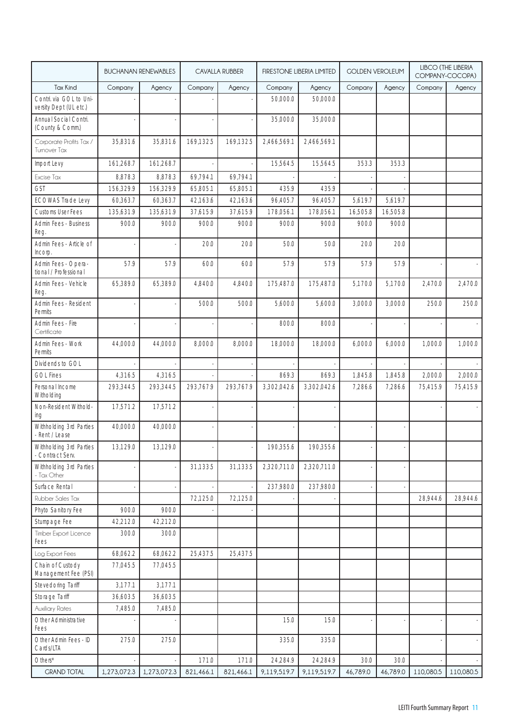| | BUCHANAN RENEWABLES | | CAVALLA RUBBER | | FIRESTONE LIBERIA LIMITED | | GOLDEN VEROLEUM | | LIBCO (THE LIBERIA COMPANY-COCOPA) | |
|---|---|---|---|---|---|---|---|---|---|---|
| Tax Kind | Company | Agency | Company | Agency | Company | Agency | Company | Agency | Company | Agency |
| Contri. via GOL to University Dept (UL etc.) | - | - | - | - | 50,000.0 | 50,000.0 | | | | |
| Annual Social Contri. (County & Comm.) | - | - | - | - | 35,000.0 | 35,000.0 | | | | |
| Corporate Profits Tax / Turnover Tax | 35,831.6 | 35,831.6 | 169,132.5 | 169,132.5 | 2,466,569.1 | 2,466,569.1 | | | | |
| Import Levy | 161,268.7 | 161,268.7 | - | - | 15,564.5 | 15,564.5 | 353.3 | 353.3 | | |
| Excise Tax | 8,878.3 | 8,878.3 | 69,794.1 | 69,794.1 | - | - | - | - | | |
| GST | 156,329.9 | 156,329.9 | 65,805.1 | 65,805.1 | 435.9 | 435.9 | - | - | | |
| ECOWAS Trade Levy | 60,363.7 | 60,363.7 | 42,163.6 | 42,163.6 | 96,405.7 | 96,405.7 | 5,619.7 | 5,619.7 | | |
| Customs User Fees | 135,631.9 | 135,631.9 | 37,615.9 | 37,615.9 | 178,056.1 | 178,056.1 | 16,505.8 | 16,505.8 | | |
| Admin Fees - Business Reg. | 900.0 | 900.0 | 900.0 | 900.0 | 900.0 | 900.0 | 900.0 | 900.0 | | |
| Admin Fees - Article of Incorp. | - | - | 20.0 | 20.0 | 50.0 | 50.0 | 20.0 | 20.0 | | |
| Admin Fees - Operational / Professional | 57.9 | 57.9 | 60.0 | 60.0 | 57.9 | 57.9 | 57.9 | 57.9 | - | - |
| Admin Fees - Vehicle Reg. | 65,389.0 | 65,389.0 | 4,840.0 | 4,840.0 | 175,487.0 | 175,487.0 | 5,170.0 | 5,170.0 | 2,470.0 | 2,470.0 |
| Admin Fees - Resident Permits | - | - | 500.0 | 500.0 | 5,600.0 | 5,600.0 | 3,000.0 | 3,000.0 | 250.0 | 250.0 |
| Admin Fees - Fire Certificate | - | - | - | - | 800.0 | 800.0 | - | - | - | - |
| Admin Fees - Work Permits | 44,000.0 | 44,000.0 | 8,000.0 | 8,000.0 | 18,000.0 | 18,000.0 | 6,000.0 | 6,000.0 | 1,000.0 | 1,000.0 |
| Dividends to GOL | - | - | - | - | - | - | - | - | - | - |
| GOL Fines | 4,316.5 | 4,316.5 | - | - | 869.3 | 869.3 | 1,845.8 | 1,845.8 | 2,000.0 | 2,000.0 |
| Personal Income Withholding | 293,344.5 | 293,344.5 | 293,767.9 | 293,767.9 | 3,302,042.6 | 3,302,042.6 | 7,286.6 | 7,286.6 | 75,415.9 | 75,415.9 |
| Non-Resident Withholding | 17,571.2 | 17,571.2 | - | - | - | - | | | - | - |
| Withholding 3rd Parties - Rent / Lease | 40,000.0 | 40,000.0 | - | - | - | - | - | - | | |
| Withholding 3rd Parties - Contract Serv. | 13,129.0 | 13,129.0 | - | - | 190,355.6 | 190,355.6 | - | - | | |
| Withholding 3rd Parties - Tax Other | - | - | 31,133.5 | 31,133.5 | 2,320,711.0 | 2,320,711.0 | - | - | | |
| Surface Rental | - | - | - | - | 237,980.0 | 237,980.0 | - | - | | |
| Rubber Sales Tax | | | 72,125.0 | 72,125.0 | - | - | | | 28,944.6 | 28,944.6 |
| Phyto Sanitory Fee | 900.0 | 900.0 | - | - | | | | | | |
| Stumpage Fee | 42,212.0 | 42,212.0 | | | | | | | | |
| Timber Export Licence Fees | 300.0 | 300.0 | | | | | | | | |
| Log Export Fees | 68,062.2 | 68,062.2 | 25,437.5 | 25,437.5 | | | | | | |
| Chain of Custody Management Fee (PSI) | 77,045.5 | 77,045.5 | | | | | | | | |
| Stevedoring Tariff | 3,177.1 | 3,177.1 | | | | | | | | |
| Storage Tariff | 36,603.5 | 36,603.5 | | | | | | | | |
| Auxiliary Rates | 7,485.0 | 7,485.0 | | | | | | | | |
| Other Administrative Fees | - | - | | | 15.0 | 15.0 | - | - | - | - |
| Other Admin Fees - ID Cards/LTA | 275.0 | 275.0 | | | 335.0 | 335.0 | | | - | - |
| Others* | - | - | 171.0 | 171.0 | 24,284.9 | 24,284.9 | 30.0 | 30.0 | - | - |
| GRAND TOTAL | 1,273,072.3 | 1,273,072.3 | 821,466.1 | 821,466.1 | 9,119,519.7 | 9,119,519.7 | 46,789.0 | 46,789.0 | 110,080.5 | 110,080.5 |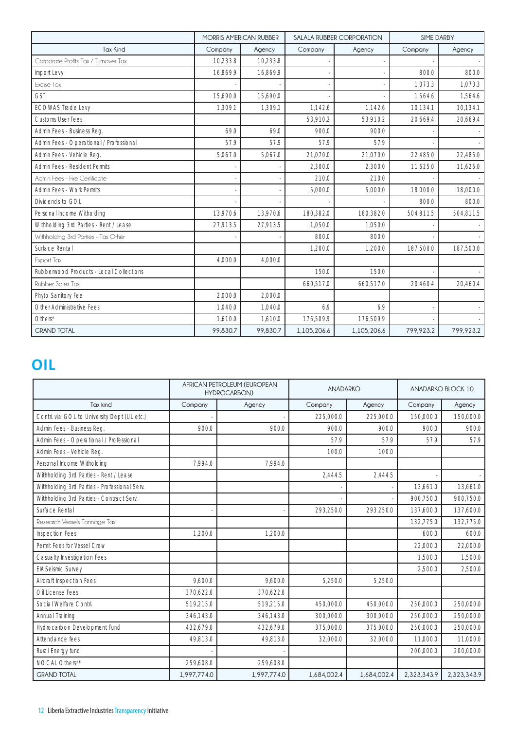| | MORRIS AMERICAN RUBBER | | SALALA RUBBER CORPORATION | | SIME DARBY | |
|---|---|---|---|---|---|---|
| Tax Kind | Company | Agency | Company | Agency | Company | Agency |
| Corporate Profits Tax / Turnover Tax | 10,233.8 | 10,233.8 | - | - | - | - |
| Import Levy | 16,869.9 | 16,869.9 | - | - | 800.0 | 800.0 |
| Excise Tax | - | - | - | - | 1,073.3 | 1,073.3 |
| GST | 15,690.0 | 15,690.0 | - | - | 1,564.6 | 1,564.6 |
| ECOWAS Trade Levy | 1,309.1 | 1,309.1 | 1,142.6 | 1,142.6 | 10,134.1 | 10,134.1 |
| Customs User Fees | | | 53,910.2 | 53,910.2 | 20,669.4 | 20,669.4 |
| Admin Fees - Business Reg. | 69.0 | 69.0 | 900.0 | 900.0 | - | - |
| Admin Fees - Operational / Professional | 57.9 | 57.9 | 57.9 | 57.9 | - | - |
| Admin Fees - Vehicle Reg. | 5,067.0 | 5,067.0 | 21,070.0 | 21,070.0 | 22,485.0 | 22,485.0 |
| Admin Fees - Resident Permits | - | - | 2,300.0 | 2,300.0 | 11,625.0 | 11,625.0 |
| Admin Fees - Fire Certificate | - | - | 210.0 | 210.0 | - | - |
| Admin Fees - Work Permits | - | - | 5,000.0 | 5,000.0 | 18,000.0 | 18,000.0 |
| Dividends to GOL | - | - | - | - | 800.0 | 800.0 |
| Personal Income Witholding | 13,970.6 | 13,970.6 | 180,382.0 | 180,382.0 | 504,811.5 | 504,811.5 |
| Withholding 3rd Parties - Rent / Lease | 27,913.5 | 27,913.5 | 1,050.0 | 1,050.0 | - | - |
| Withholding 3rd Parties - Tax Other | - | - | 800.0 | 800.0 | - | - |
| Surface Rental | | | 1,200.0 | 1,200.0 | 187,500.0 | 187,500.0 |
| Export Tax | 4,000.0 | 4,000.0 | | | | |
| Rubberwood Products - Local Collections | | | 150.0 | 150.0 | - | - |
| Rubber Sales Tax | | | 660,517.0 | 660,517.0 | 20,460.4 | 20,460.4 |
| Phyto Sanitory Fee | 2,000.0 | 2,000.0 | | | | |
| Other Administrative Fees | 1,040.0 | 1,040.0 | 6.9 | 6.9 | - | - |
| Others* | 1,610.0 | 1,610.0 | 176,509.9 | 176,509.9 | - | - |
| GRAND TOTAL | 99,830.7 | 99,830.7 | 1,105,206.6 | 1,105,206.6 | 799,923.2 | 799,923.2 |

# OIL

| | AFRICAN PETROLEUM (EUROPEAN HYDROCARBON) | | ANADARKO | | ANADARKO BLOCK 10 | |
|---|---|---|---|---|---|---|
| Tax kind | Company | Agency | Company | Agency | Company | Agency |
| Contri. via GOL to University Dept (UL etc.) | - | - | 225,000.0 | 225,000.0 | 150,000.0 | 150,000.0 |
| Admin Fees - Business Reg. | 900.0 | 900.0 | 900.0 | 900.0 | 900.0 | 900.0 |
| Admin Fees - Operational / Professional | | | 57.9 | 57.9 | 57.9 | 57.9 |
| Admin Fees - Vehicle Reg. | | | 100.0 | 100.0 | | |
| Personal Income Witholding | 7,994.0 | 7,994.0 | | | | |
| Withholding 3rd Parties - Rent / Lease | | | 2,444.5 | 2,444.5 | - | - |
| Withholding 3rd Parties - Professional Serv. | | | - | - | 13,661.0 | 13,661.0 |
| Withholding 3rd Parties - Contract Serv. | | | - | - | 900,750.0 | 900,750.0 |
| Surface Rental | - | - | 293,250.0 | 293,250.0 | 137,600.0 | 137,600.0 |
| Research Vessels Tonnage Tax | | | | | 132,775.0 | 132,775.0 |
| Inspection Fees | 1,200.0 | 1,200.0 | | | 600.0 | 600.0 |
| Permit Fees for Vessel Crew | | | | | 22,000.0 | 22,000.0 |
| Casualty Investigation Fees | | | | | 1,500.0 | 1,500.0 |
| EIA:Seismic Survey | | | | | 2,500.0 | 2,500.0 |
| Aircraft Inspection Fees | 9,600.0 | 9,600.0 | 5,250.0 | 5,250.0 | | |
| Oil License Fees | 370,622.0 | 370,622.0 | | | | |
| Social Welfare Contri. | 519,215.0 | 519,215.0 | 450,000.0 | 450,000.0 | 250,000.0 | 250,000.0 |
| Annual Training | 346,143.0 | 346,143.0 | 300,000.0 | 300,000.0 | 250,000.0 | 250,000.0 |
| Hydrocarbon Development Fund | 432,679.0 | 432,679.0 | 375,000.0 | 375,000.0 | 250,000.0 | 250,000.0 |
| Attendance fees | 49,813.0 | 49,813.0 | 32,000.0 | 32,000.0 | 11,000.0 | 11,000.0 |
| Rural Energy fund | - | - | | | 200,000.0 | 200,000.0 |
| NOCAL Others** | 259,608.0 | 259,608.0 | | | | |
| GRAND TOTAL | 1,997,774.0 | 1,997,774.0 | 1,684,002.4 | 1,684,002.4 | 2,323,343.9 | 2,323,343.9 |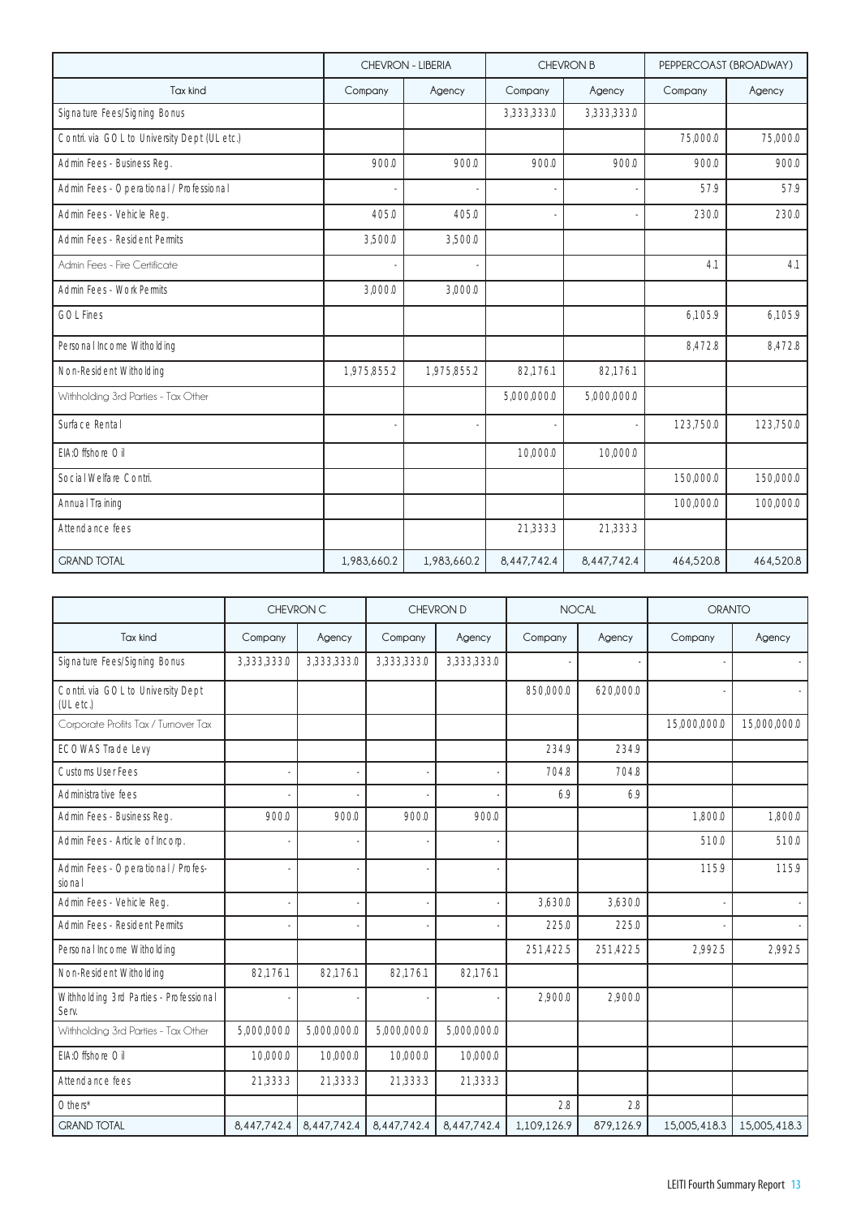| | CHEVRON - LIBERIA | | CHEVRON B | | PEPPERCOAST (BROADWAY) | |
|---|---|---|---|---|---|---|
| Tax kind | Company | Agency | Company | Agency | Company | Agency |
| Signature Fees/Signing Bonus | | | 3,333,333.0 | 3,333,333.0 | | |
| Contri. via GOL to University Dept (UL etc.) | | | | | 75,000.0 | 75,000.0 |
| Admin Fees - Business Reg. | 900.0 | 900.0 | 900.0 | 900.0 | 900.0 | 900.0 |
| Admin Fees - Operational / Professional | - | - | - | - | 57.9 | 57.9 |
| Admin Fees - Vehicle Reg. | 405.0 | 405.0 | - | - | 230.0 | 230.0 |
| Admin Fees - Resident Permits | 3,500.0 | 3,500.0 | | | | |
| Admin Fees - Fire Certificate | - | - | | | 4.1 | 4.1 |
| Admin Fees - Work Permits | 3,000.0 | 3,000.0 | | | | |
| GOL Fines | | | | | 6,105.9 | 6,105.9 |
| Personal Income Withholding | | | | | 8,472.8 | 8,472.8 |
| Non-Resident Withholding | 1,975,855.2 | 1,975,855.2 | 82,176.1 | 82,176.1 | | |
| Withholding 3rd Parties - Tax Other | | | 5,000,000.0 | 5,000,000.0 | | |
| Surface Rental | - | - | - | - | 123,750.0 | 123,750.0 |
| EIA:Offshore Oil | | | 10,000.0 | 10,000.0 | | |
| Social Welfare Contri. | | | | | 150,000.0 | 150,000.0 |
| Annual Training | | | | | 100,000.0 | 100,000.0 |
| Attendance fees | | | 21,333.3 | 21,333.3 | | |
| GRAND TOTAL | 1,983,660.2 | 1,983,660.2 | 8,447,742.4 | 8,447,742.4 | 464,520.8 | 464,520.8 |

| | CHEVRON C | | CHEVRON D | | NOCAL | | ORANTO | |
|---|---|---|---|---|---|---|---|---|
| Tax kind | Company | Agency | Company | Agency | Company | Agency | Company | Agency |
| Signature Fees/Signing Bonus | 3,333,333.0 | 3,333,333.0 | 3,333,333.0 | 3,333,333.0 | - | - | - | - |
| Contri. via GOL to University Dept (UL etc.) | | | | | 850,000.0 | 620,000.0 | - | - |
| Corporate Profits Tax / Turnover Tax | | | | | | | 15,000,000.0 | 15,000,000.0 |
| ECOWAS Trade Levy | | | | | 234.9 | 234.9 | | |
| Customs User Fees | - | - | - | - | 704.8 | 704.8 | | |
| Administrative fees | - | - | - | - | 6.9 | 6.9 | | |
| Admin Fees - Business Reg. | 900.0 | 900.0 | 900.0 | 900.0 | | | 1,800.0 | 1,800.0 |
| Admin Fees - Article of Incorp. | - | - | - | - | | | 510.0 | 510.0 |
| Admin Fees - Operational / Professional | - | - | - | - | | | 115.9 | 115.9 |
| Admin Fees - Vehicle Reg. | - | - | - | - | 3,630.0 | 3,630.0 | - | - |
| Admin Fees - Resident Permits | - | - | - | - | 225.0 | 225.0 | - | - |
| Personal Income Withholding | | | | | 251,422.5 | 251,422.5 | 2,992.5 | 2,992.5 |
| Non-Resident Withholding | 82,176.1 | 82,176.1 | 82,176.1 | 82,176.1 | | | | |
| Withholding 3rd Parties - Professional Serv. | - | - | - | - | 2,900.0 | 2,900.0 | | |
| Withholding 3rd Parties - Tax Other | 5,000,000.0 | 5,000,000.0 | 5,000,000.0 | 5,000,000.0 | | | | |
| EIA:Offshore Oil | 10,000.0 | 10,000.0 | 10,000.0 | 10,000.0 | | | | |
| Attendance fees | 21,333.3 | 21,333.3 | 21,333.3 | 21,333.3 | | | | |
| Others* | | | | | 2.8 | 2.8 | | |
| GRAND TOTAL | 8,447,742.4 | 8,447,742.4 | 8,447,742.4 | 8,447,742.4 | 1,109,126.9 | 879,126.9 | 15,005,418.3 | 15,005,418.3 |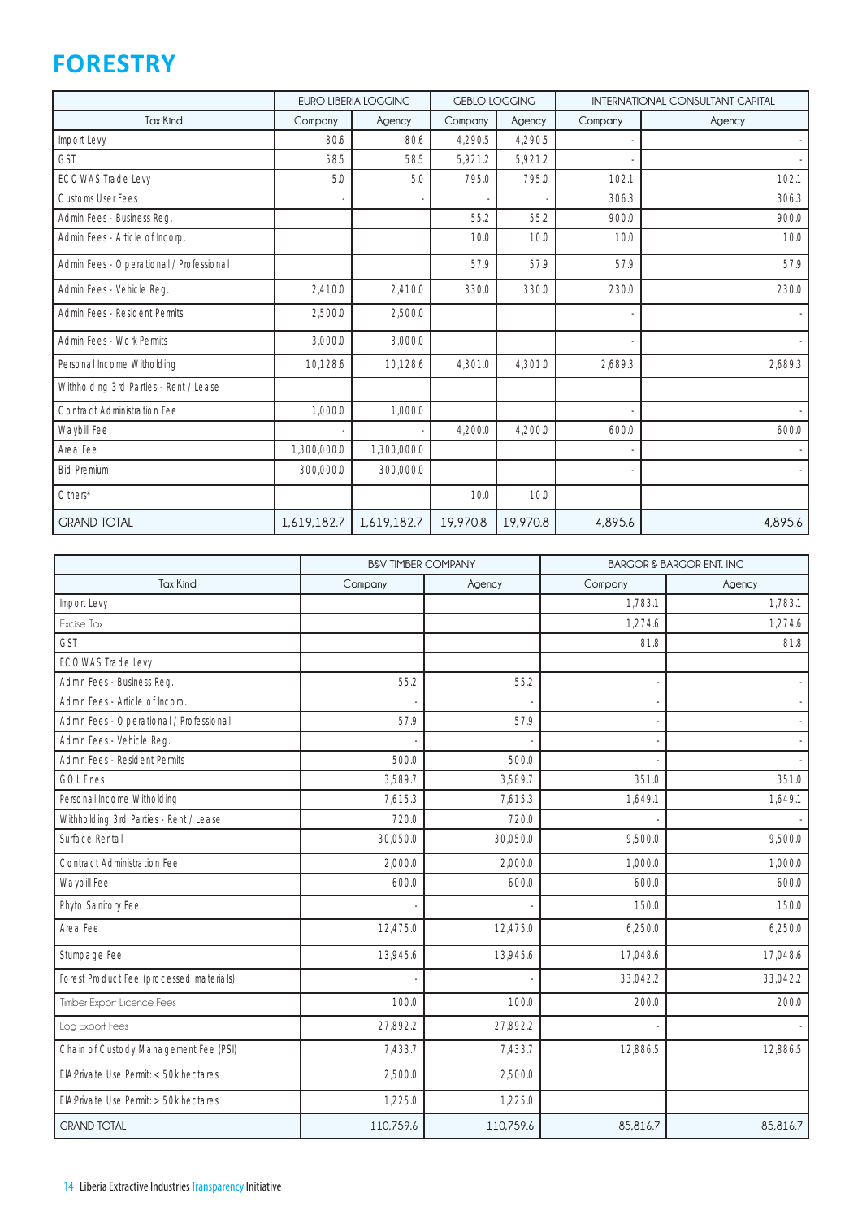# FORESTRY

| | EURO LIBERIA LOGGING | | GEBLO LOGGING | | INTERNATIONAL CONSULTANT CAPITAL | |
|---|---|---|---|---|---|---|
| Tax Kind | Company | Agency | Company | Agency | Company | Agency |
| Import Levy | 80.6 | 80.6 | 4,290.5 | 4,290.5 | - | - |
| GST | 58.5 | 58.5 | 5,921.2 | 5,921.2 | - | - |
| ECOWAS Trade Levy | 5.0 | 5.0 | 795.0 | 795.0 | 102.1 | 102.1 |
| Customs User Fees | - | - | - | - | 306.3 | 306.3 |
| Admin Fees - Business Reg. | | | 55.2 | 55.2 | 900.0 | 900.0 |
| Admin Fees - Article of Incorp. | | | 10.0 | 10.0 | 10.0 | 10.0 |
| Admin Fees - Operational / Professional | | | 57.9 | 57.9 | 57.9 | 57.9 |
| Admin Fees - Vehicle Reg. | 2,410.0 | 2,410.0 | 330.0 | 330.0 | 230.0 | 230.0 |
| Admin Fees - Resident Permits | 2,500.0 | 2,500.0 | | | - | - |
| Admin Fees - Work Permits | 3,000.0 | 3,000.0 | | | - | - |
| Personal Income Witholding | 10,128.6 | 10,128.6 | 4,301.0 | 4,301.0 | 2,689.3 | 2,689.3 |
| Withholding 3rd Parties - Rent / Lease | | | | | | |
| Contract Administration Fee | 1,000.0 | 1,000.0 | | | - | - |
| Waybill Fee | - | - | 4,200.0 | 4,200.0 | 600.0 | 600.0 |
| Area Fee | 1,300,000.0 | 1,300,000.0 | | | - | - |
| Bid Premium | 300,000.0 | 300,000.0 | | | - | - |
| Others* | | | 10.0 | 10.0 | | |
| GRAND TOTAL | 1,619,182.7 | 1,619,182.7 | 19,970.8 | 19,970.8 | 4,895.6 | 4,895.6 |

| | B&V TIMBER COMPANY | | BARGOR & BARGOR ENT. INC | |
|---|---|---|---|---|
| Tax Kind | Company | Agency | Company | Agency |
| Import Levy | | | 1,783.1 | 1,783.1 |
| Excise Tax | | | 1,274.6 | 1,274.6 |
| GST | | | 81.8 | 81.8 |
| ECOWAS Trade Levy | | | | |
| Admin Fees - Business Reg. | 55.2 | 55.2 | - | - |
| Admin Fees - Article of Incorp. | - | - | - | - |
| Admin Fees - Operational / Professional | 57.9 | 57.9 | - | - |
| Admin Fees - Vehicle Reg. | - | - | - | - |
| Admin Fees - Resident Permits | 500.0 | 500.0 | - | - |
| GOL Fines | 3,589.7 | 3,589.7 | 351.0 | 351.0 |
| Personal Income Witholding | 7,615.3 | 7,615.3 | 1,649.1 | 1,649.1 |
| Withholding 3rd Parties - Rent / Lease | 720.0 | 720.0 | - | - |
| Surface Rental | 30,050.0 | 30,050.0 | 9,500.0 | 9,500.0 |
| Contract Administration Fee | 2,000.0 | 2,000.0 | 1,000.0 | 1,000.0 |
| Waybill Fee | 600.0 | 600.0 | 600.0 | 600.0 |
| Phyto Sanitory Fee | - | - | 150.0 | 150.0 |
| Area Fee | 12,475.0 | 12,475.0 | 6,250.0 | 6,250.0 |
| Stumpage Fee | 13,945.6 | 13,945.6 | 17,048.6 | 17,048.6 |
| Forest Product Fee (processed materials) | - | - | 33,042.2 | 33,042.2 |
| Timber Export Licence Fees | 100.0 | 100.0 | 200.0 | 200.0 |
| Log Export Fees | 27,892.2 | 27,892.2 | - | - |
| Chain of Custody Management Fee (PSI) | 7,433.7 | 7,433.7 | 12,886.5 | 12,886.5 |
| EIA-Private Use Permit: < 50k hectares | 2,500.0 | 2,500.0 | | |
| EIA-Private Use Permit: > 50k hectares | 1,225.0 | 1,225.0 | | |
| GRAND TOTAL | 110,759.6 | 110,759.6 | 85,816.7 | 85,816.7 |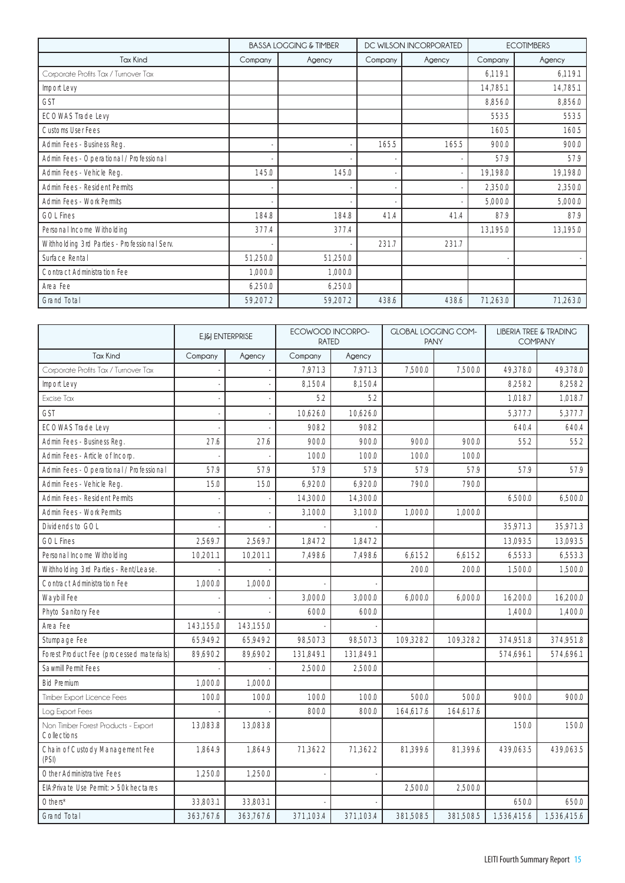| | BASSA LOGGING & TIMBER | | DC WILSON INCORPORATED | | ECOTIMBERS | |
|---|---|---|---|---|---|---|
| Tax Kind | Company | Agency | Company | Agency | Company | Agency |
| Corporate Profits Tax / Turnover Tax | | | | | 6,119.1 | 6,119.1 |
| Import Levy | | | | | 14,785.1 | 14,785.1 |
| GST | | | | | 8,856.0 | 8,856.0 |
| ECOWAS Trade Levy | | | | | 553.5 | 553.5 |
| Customs User Fees | | | | | 160.5 | 160.5 |
| Admin Fees - Business Reg. | - | - | 165.5 | 165.5 | 900.0 | 900.0 |
| Admin Fees - Operational / Professional | - | - | - | - | 57.9 | 57.9 |
| Admin Fees - Vehicle Reg. | 145.0 | 145.0 | - | - | 19,198.0 | 19,198.0 |
| Admin Fees - Resident Permits | - | - | - | - | 2,350.0 | 2,350.0 |
| Admin Fees - Work Permits | - | - | - | - | 5,000.0 | 5,000.0 |
| GOL Fines | 184.8 | 184.8 | 41.4 | 41.4 | 87.9 | 87.9 |
| Personal Income Witholding | 377.4 | 377.4 | | | 13,195.0 | 13,195.0 |
| Withholding 3rd Parties - Professional Serv. | - | - | 231.7 | 231.7 | | |
| Surface Rental | 51,250.0 | 51,250.0 | | | - | - |
| Contract Administration Fee | 1,000.0 | 1,000.0 | | | | |
| Area Fee | 6,250.0 | 6,250.0 | | | | |
| Grand Total | 59,207.2 | 59,207.2 | 438.6 | 438.6 | 71,263.0 | 71,263.0 |

| | EJ&J ENTERPRISE | | ECOWOOD INCORPORATED | | GLOBAL LOGGING COMPANY | | LIBERIA TREE & TRADING COMPANY | |
|---|---|---|---|---|---|---|---|---|
| Tax Kind | Company | Agency | Company | Agency | | | | |
| Corporate Profits Tax / Turnover Tax | - | - | 7,971.3 | 7,971.3 | 7,500.0 | 7,500.0 | 49,378.0 | 49,378.0 |
| Import Levy | - | - | 8,150.4 | 8,150.4 | | | 8,258.2 | 8,258.2 |
| Excise Tax | - | - | 5.2 | 5.2 | | | 1,018.7 | 1,018.7 |
| GST | - | - | 10,626.0 | 10,626.0 | | | 5,377.7 | 5,377.7 |
| ECOWAS Trade Levy | - | - | 908.2 | 908.2 | | | 640.4 | 640.4 |
| Admin Fees - Business Reg. | 27.6 | 27.6 | 900.0 | 900.0 | 900.0 | 900.0 | 55.2 | 55.2 |
| Admin Fees - Article of Incorp. | - | - | 100.0 | 100.0 | 100.0 | 100.0 | | |
| Admin Fees - Operational / Professional | 57.9 | 57.9 | 57.9 | 57.9 | 57.9 | 57.9 | 57.9 | 57.9 |
| Admin Fees - Vehicle Reg. | 15.0 | 15.0 | 6,920.0 | 6,920.0 | 790.0 | 790.0 | | |
| Admin Fees - Resident Permits | - | - | 14,300.0 | 14,300.0 | | | 6,500.0 | 6,500.0 |
| Admin Fees - Work Permits | - | - | 3,100.0 | 3,100.0 | 1,000.0 | 1,000.0 | | |
| Dividends to GOL | - | - | - | - | | | 35,971.3 | 35,971.3 |
| GOL Fines | 2,569.7 | 2,569.7 | 1,847.2 | 1,847.2 | | | 13,093.5 | 13,093.5 |
| Personal Income Witholding | 10,201.1 | 10,201.1 | 7,498.6 | 7,498.6 | 6,615.2 | 6,615.2 | 6,553.3 | 6,553.3 |
| Withholding 3rd Parties - Rent/Lease. | - | - | | | 200.0 | 200.0 | 1,500.0 | 1,500.0 |
| Contract Administration Fee | 1,000.0 | 1,000.0 | - | - | | | | |
| Waybill Fee | - | - | 3,000.0 | 3,000.0 | 6,000.0 | 6,000.0 | 16,200.0 | 16,200.0 |
| Phyto Sanitory Fee | - | - | 600.0 | 600.0 | | | 1,400.0 | 1,400.0 |
| Area Fee | 143,155.0 | 143,155.0 | - | - | | | | |
| Stumpage Fee | 65,949.2 | 65,949.2 | 98,507.3 | 98,507.3 | 109,328.2 | 109,328.2 | 374,951.8 | 374,951.8 |
| Forest Product Fee (processed materials) | 89,690.2 | 89,690.2 | 131,849.1 | 131,849.1 | | | 574,696.1 | 574,696.1 |
| Sawmill Permit Fees | - | - | 2,500.0 | 2,500.0 | | | | |
| Bid Premium | 1,000.0 | 1,000.0 | | | | | | |
| Timber Export Licence Fees | 100.0 | 100.0 | 100.0 | 100.0 | 500.0 | 500.0 | 900.0 | 900.0 |
| Log Export Fees | - | - | 800.0 | 800.0 | 164,617.6 | 164,617.6 | | |
| Non Timber Forest Products - Export Collections | 13,083.8 | 13,083.8 | | | | | 150.0 | 150.0 |
| Chain of Custody Management Fee (PSI) | 1,864.9 | 1,864.9 | 71,362.2 | 71,362.2 | 81,399.6 | 81,399.6 | 439,063.5 | 439,063.5 |
| Other Administrative Fees | 1,250.0 | 1,250.0 | - | - | | | | |
| EIA:Private Use Permit: > 50k hectares | | | | | 2,500.0 | 2,500.0 | | |
| Others* | 33,803.1 | 33,803.1 | - | - | | | 650.0 | 650.0 |
| Grand Total | 363,767.6 | 363,767.6 | 371,103.4 | 371,103.4 | 381,508.5 | 381,508.5 | 1,536,415.6 | 1,536,415.6 |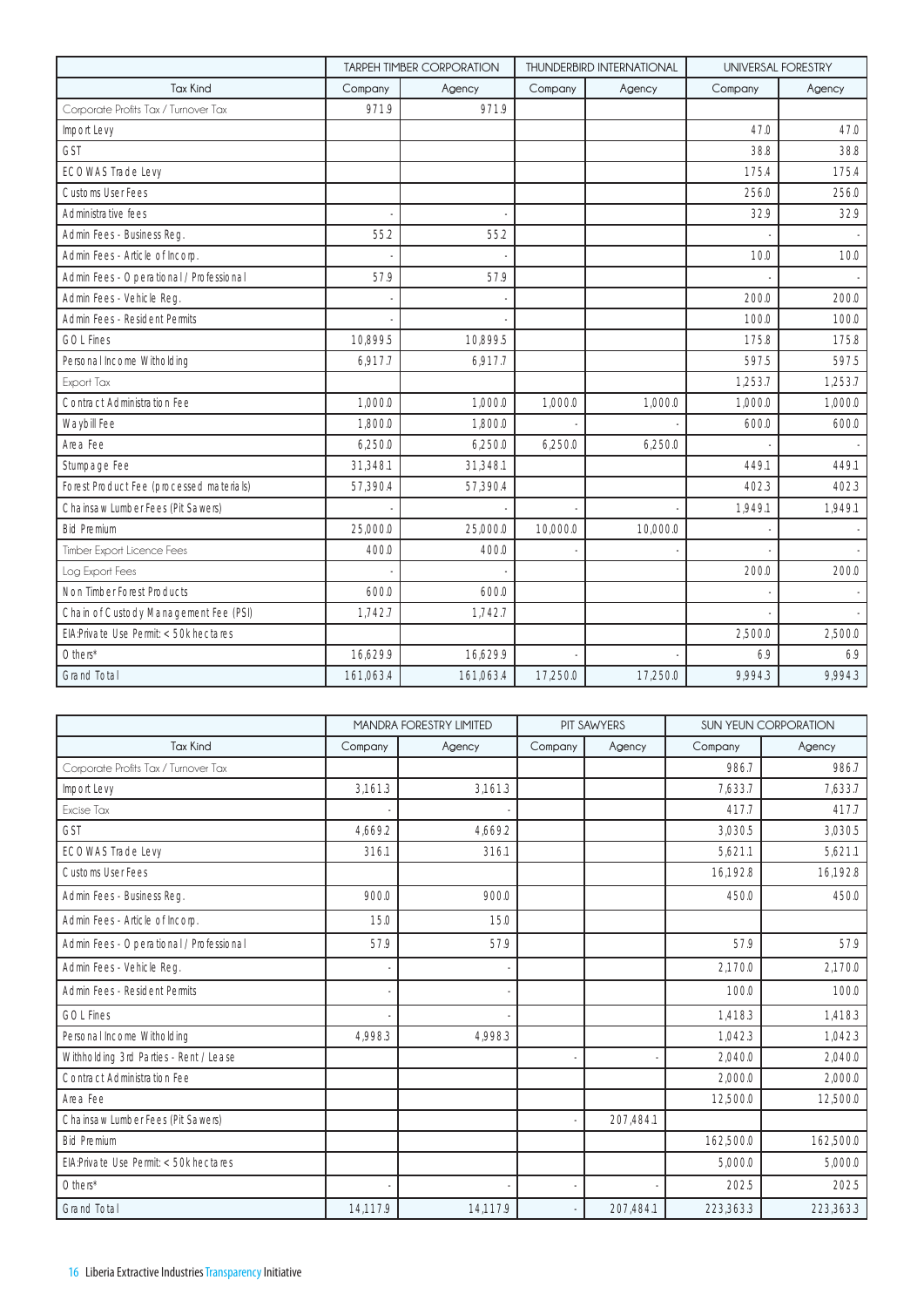| Tax Kind | TARPEH TIMBER CORPORATION | | THUNDERBIRD INTERNATIONAL | | UNIVERSAL FORESTRY | |
|---|---|---|---|---|---|---|
| | Company | Agency | Company | Agency | Company | Agency |
| Corporate Profits Tax / Turnover Tax | 971.9 | 971.9 | | | | |
| Import Levy | | | | | 47.0 | 47.0 |
| GST | | | | | 38.8 | 38.8 |
| ECOWAS Trade Levy | | | | | 175.4 | 175.4 |
| Customs User Fees | | | | | 256.0 | 256.0 |
| Administrative fees | - | - | | | 32.9 | 32.9 |
| Admin Fees - Business Reg. | 55.2 | 55.2 | | | - | - |
| Admin Fees - Article of Incorp. | - | - | | | 10.0 | 10.0 |
| Admin Fees - Operational / Professional | 57.9 | 57.9 | | | - | - |
| Admin Fees - Vehicle Reg. | - | - | | | 200.0 | 200.0 |
| Admin Fees - Resident Permits | - | - | | | 100.0 | 100.0 |
| GOL Fines | 10,899.5 | 10,899.5 | | | 175.8 | 175.8 |
| Personal Income Witholding | 6,917.7 | 6,917.7 | | | 597.5 | 597.5 |
| Export Tax | | | | | 1,253.7 | 1,253.7 |
| Contract Administration Fee | 1,000.0 | 1,000.0 | 1,000.0 | 1,000.0 | 1,000.0 | 1,000.0 |
| Waybill Fee | 1,800.0 | 1,800.0 | - | - | 600.0 | 600.0 |
| Area Fee | 6,250.0 | 6,250.0 | 6,250.0 | 6,250.0 | - | - |
| Stumpage Fee | 31,348.1 | 31,348.1 | | | 449.1 | 449.1 |
| Forest Product Fee (processed materials) | 57,390.4 | 57,390.4 | | | 402.3 | 402.3 |
| Chainsaw Lumber Fees (Pit Sawers) | - | - | - | - | 1,949.1 | 1,949.1 |
| Bid Premium | 25,000.0 | 25,000.0 | 10,000.0 | 10,000.0 | - | - |
| Timber Export Licence Fees | 400.0 | 400.0 | - | - | - | - |
| Log Export Fees | - | - | | | 200.0 | 200.0 |
| Non Timber Forest Products | 600.0 | 600.0 | | | - | - |
| Chain of Custody Management Fee (PSI) | 1,742.7 | 1,742.7 | | | - | - |
| EIA:Private Use Permit: < 50k hectares | | | | | 2,500.0 | 2,500.0 |
| Others* | 16,629.9 | 16,629.9 | - | - | 6.9 | 6.9 |
| Grand Total | 161,063.4 | 161,063.4 | 17,250.0 | 17,250.0 | 9,994.3 | 9,994.3 |

| Tax Kind | MANDRA FORESTRY LIMITED | | PIT SAWYERS | | SUN YEUN CORPORATION | |
|---|---|---|---|---|---|---|
| | Company | Agency | Company | Agency | Company | Agency |
| Corporate Profits Tax / Turnover Tax | | | | | 986.7 | 986.7 |
| Import Levy | 3,161.3 | 3,161.3 | | | 7,633.7 | 7,633.7 |
| Excise Tax | - | - | | | 417.7 | 417.7 |
| GST | 4,669.2 | 4,669.2 | | | 3,030.5 | 3,030.5 |
| ECOWAS Trade Levy | 316.1 | 316.1 | | | 5,621.1 | 5,621.1 |
| Customs User Fees | | | | | 16,192.8 | 16,192.8 |
| Admin Fees - Business Reg. | 900.0 | 900.0 | | | 450.0 | 450.0 |
| Admin Fees - Article of Incorp. | 15.0 | 15.0 | | | | |
| Admin Fees - Operational / Professional | 57.9 | 57.9 | | | 57.9 | 57.9 |
| Admin Fees - Vehicle Reg. | - | - | | | 2,170.0 | 2,170.0 |
| Admin Fees - Resident Permits | - | - | | | 100.0 | 100.0 |
| GOL Fines | - | - | | | 1,418.3 | 1,418.3 |
| Personal Income Witholding | 4,998.3 | 4,998.3 | | | 1,042.3 | 1,042.3 |
| Withholding 3rd Parties - Rent / Lease | | | - | - | 2,040.0 | 2,040.0 |
| Contract Administration Fee | | | | | 2,000.0 | 2,000.0 |
| Area Fee | | | | | 12,500.0 | 12,500.0 |
| Chainsaw Lumber Fees (Pit Sawers) | | | - | 207,484.1 | | |
| Bid Premium | | | | | 162,500.0 | 162,500.0 |
| EIA:Private Use Permit: < 50k hectares | | | | | 5,000.0 | 5,000.0 |
| Others* | - | - | - | - | 202.5 | 202.5 |
| Grand Total | 14,117.9 | 14,117.9 | - | 207,484.1 | 223,363.3 | 223,363.3 |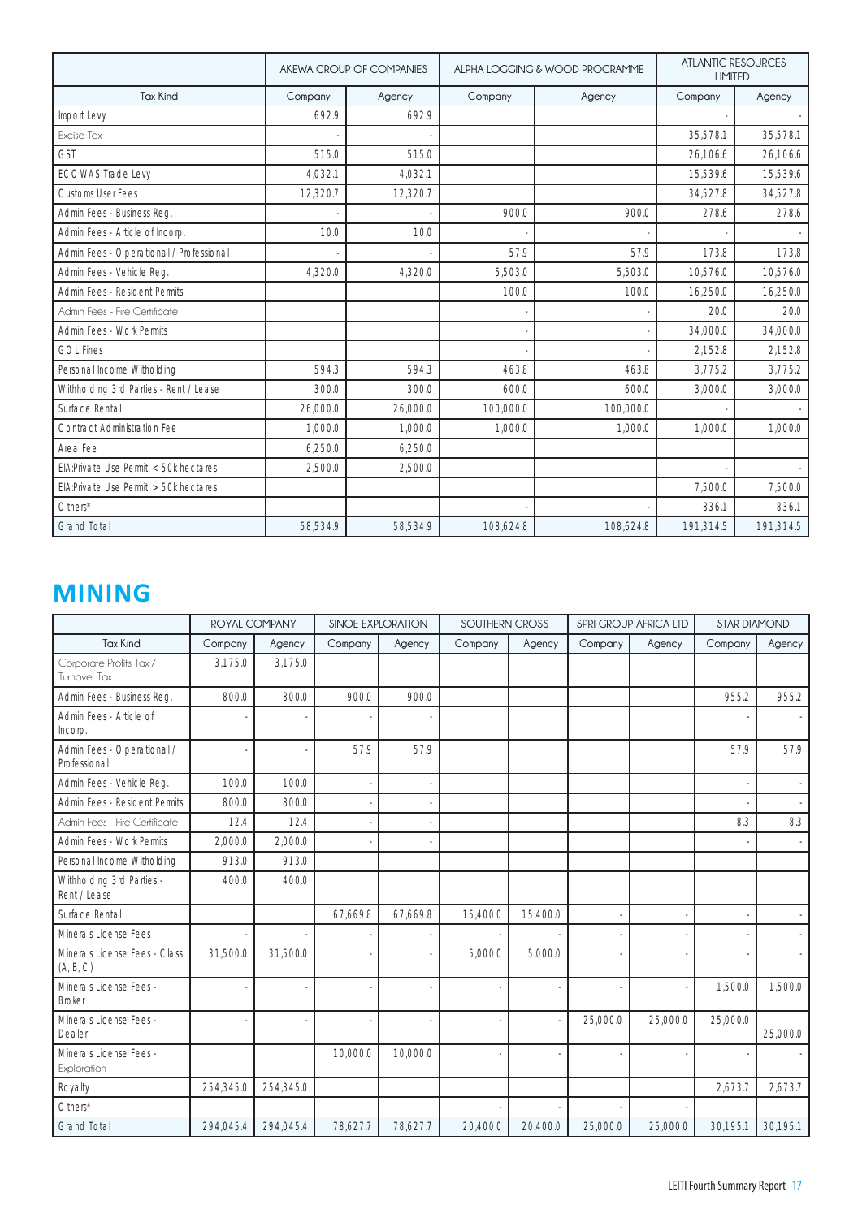| Tax Kind | AKEWA GROUP OF COMPANIES | | ALPHA LOGGING & WOOD PROGRAMME | | ATLANTIC RESOURCES LIMITED | |
|---|---|---|---|---|---|---|
| | Company | Agency | Company | Agency | Company | Agency |
| Import Levy | 692.9 | 692.9 | | | - | - |
| Excise Tax | - | - | | | 35,578.1 | 35,578.1 |
| GST | 515.0 | 515.0 | | | 26,106.6 | 26,106.6 |
| ECOWAS Trade Levy | 4,032.1 | 4,032.1 | | | 15,539.6 | 15,539.6 |
| Customs User Fees | 12,320.7 | 12,320.7 | | | 34,527.8 | 34,527.8 |
| Admin Fees - Business Reg. | - | - | 900.0 | 900.0 | 278.6 | 278.6 |
| Admin Fees - Article of Incorp. | 10.0 | 10.0 | - | - | - | - |
| Admin Fees - Operational / Professional | - | - | 57.9 | 57.9 | 173.8 | 173.8 |
| Admin Fees - Vehicle Reg. | 4,320.0 | 4,320.0 | 5,503.0 | 5,503.0 | 10,576.0 | 10,576.0 |
| Admin Fees - Resident Permits | | | 100.0 | 100.0 | 16,250.0 | 16,250.0 |
| Admin Fees - Fire Certificate | | | - | - | 20.0 | 20.0 |
| Admin Fees - Work Permits | | | - | - | 34,000.0 | 34,000.0 |
| GOL Fines | | | - | - | 2,152.8 | 2,152.8 |
| Personal Income Witholding | 594.3 | 594.3 | 463.8 | 463.8 | 3,775.2 | 3,775.2 |
| Withholding 3rd Parties - Rent / Lease | 300.0 | 300.0 | 600.0 | 600.0 | 3,000.0 | 3,000.0 |
| Surface Rental | 26,000.0 | 26,000.0 | 100,000.0 | 100,000.0 | - | - |
| Contract Administration Fee | 1,000.0 | 1,000.0 | 1,000.0 | 1,000.0 | 1,000.0 | 1,000.0 |
| Area Fee | 6,250.0 | 6,250.0 | | | | |
| EIA:Private Use Permit: < 50k hectares | 2,500.0 | 2,500.0 | | | - | - |
| EIA:Private Use Permit: > 50k hectares | | | | | 7,500.0 | 7,500.0 |
| Others* | | | - | - | 836.1 | 836.1 |
| Grand Total | 58,534.9 | 58,534.9 | 108,624.8 | 108,624.8 | 191,314.5 | 191,314.5 |

# MINING

| Tax Kind | ROYAL COMPANY | | SINOE EXPLORATION | | SOUTHERN CROSS | | SPRI GROUP AFRICA LTD | | STAR DIAMOND | |
|---|---|---|---|---|---|---|---|---|---|---|
| | Company | Agency | Company | Agency | Company | Agency | Company | Agency | Company | Agency |
| Corporate Profits Tax / Turnover Tax | 3,175.0 | 3,175.0 | | | | | | | | |
| Admin Fees - Business Reg. | 800.0 | 800.0 | 900.0 | 900.0 | | | | | 955.2 | 955.2 |
| Admin Fees - Article of Incorp. | - | - | - | - | | | | | - | - |
| Admin Fees - Operational / Professional | - | - | 57.9 | 57.9 | | | | | 57.9 | 57.9 |
| Admin Fees - Vehicle Reg. | 100.0 | 100.0 | - | - | | | | | - | - |
| Admin Fees - Resident Permits | 800.0 | 800.0 | - | - | | | | | - | - |
| Admin Fees - Fire Certificate | 12.4 | 12.4 | - | - | | | | | 8.3 | 8.3 |
| Admin Fees - Work Permits | 2,000.0 | 2,000.0 | - | - | | | | | - | - |
| Personal Income Witholding | 913.0 | 913.0 | | | | | | | | |
| Withholding 3rd Parties - Rent / Lease | 400.0 | 400.0 | | | | | | | | |
| Surface Rental | | | 67,669.8 | 67,669.8 | 15,400.0 | 15,400.0 | - | - | - | - |
| Minerals License Fees | - | - | - | - | - | - | - | - | - | - |
| Minerals License Fees - Class (A, B, C) | 31,500.0 | 31,500.0 | - | - | 5,000.0 | 5,000.0 | - | - | - | - |
| Minerals License Fees - Broker | - | - | - | - | - | - | - | - | 1,500.0 | 1,500.0 |
| Minerals License Fees - Dealer | - | - | - | - | - | - | 25,000.0 | 25,000.0 | 25,000.0 | 25,000.0 |
| Minerals License Fees - Exploration | | | 10,000.0 | 10,000.0 | - | - | - | - | - | - |
| Royalty | 254,345.0 | 254,345.0 | | | | | | | 2,673.7 | 2,673.7 |
| Others* | | | | | - | - | - | - | | |
| Grand Total | 294,045.4 | 294,045.4 | 78,627.7 | 78,627.7 | 20,400.0 | 20,400.0 | 25,000.0 | 25,000.0 | 30,195.1 | 30,195.1 |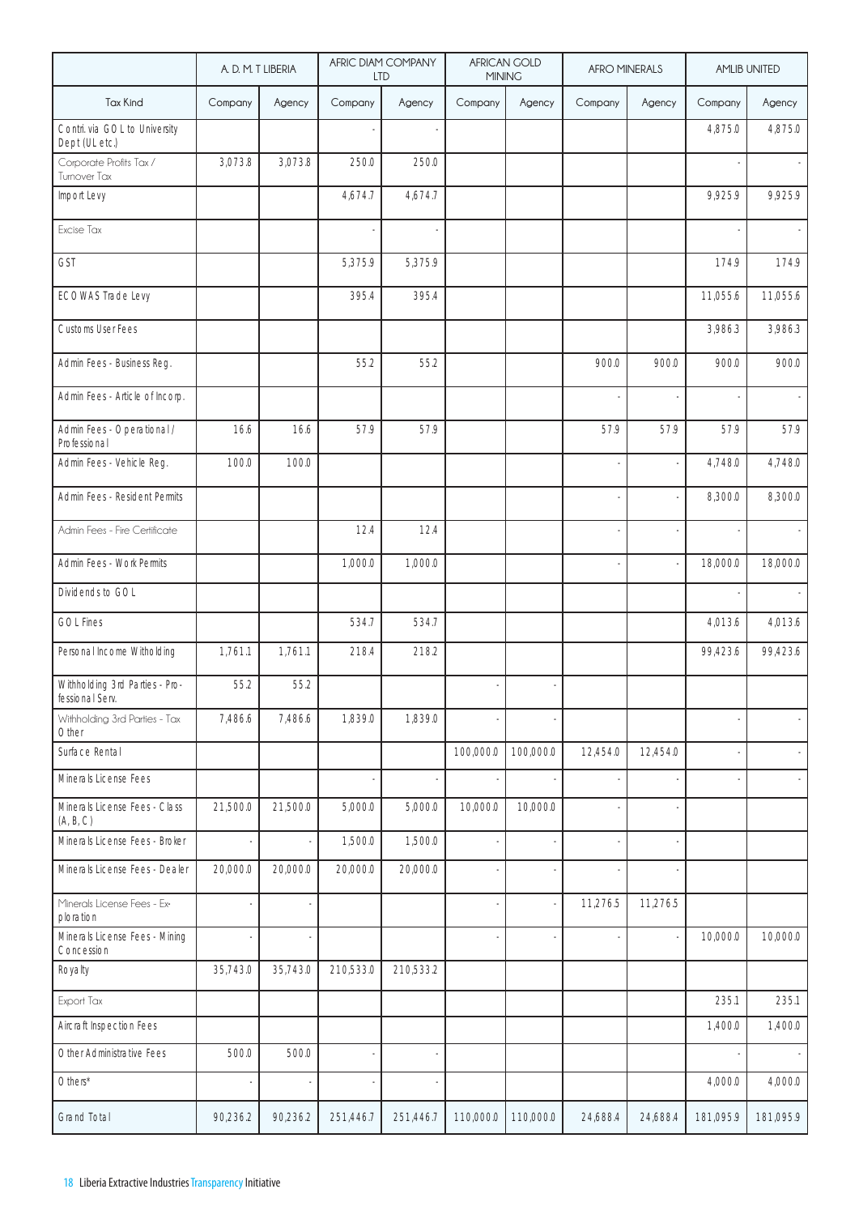| | A. D. M. T LIBERIA | | AFRIC DIAM COMPANY LTD | | AFRICAN GOLD MINING | | AFRO MINERALS | | AMLIB UNITED | |
|---|---|---|---|---|---|---|---|---|---|---|
| Tax Kind | Company | Agency | Company | Agency | Company | Agency | Company | Agency | Company | Agency |
| Contri. via GOL to University Dept (UL etc.) | | | - | - | | | | | 4,875.0 | 4,875.0 |
| Corporate Profits Tax / Turnover Tax | 3,073.8 | 3,073.8 | 250.0 | 250.0 | | | | | - | - |
| Import Levy | | | 4,674.7 | 4,674.7 | | | | | 9,925.9 | 9,925.9 |
| Excise Tax | | | - | - | | | | | - | - |
| GST | | | 5,375.9 | 5,375.9 | | | | | 174.9 | 174.9 |
| ECOWAS Trade Levy | | | 395.4 | 395.4 | | | | | 11,055.6 | 11,055.6 |
| Customs User Fees | | | | | | | | | 3,986.3 | 3,986.3 |
| Admin Fees - Business Reg. | | | 55.2 | 55.2 | | | 900.0 | 900.0 | 900.0 | 900.0 |
| Admin Fees - Article of Incorp. | | | | | | | - | - | - | - |
| Admin Fees - Operational / Professional | 16.6 | 16.6 | 57.9 | 57.9 | | | 57.9 | 57.9 | 57.9 | 57.9 |
| Admin Fees - Vehicle Reg. | 100.0 | 100.0 | | | | | - | - | 4,748.0 | 4,748.0 |
| Admin Fees - Resident Permits | | | | | | | - | - | 8,300.0 | 8,300.0 |
| Admin Fees - Fire Certificate | | | 12.4 | 12.4 | | | - | - | - | - |
| Admin Fees - Work Permits | | | 1,000.0 | 1,000.0 | | | - | - | 18,000.0 | 18,000.0 |
| Dividends to GOL | | | | | | | | | - | - |
| GOL Fines | | | 534.7 | 534.7 | | | | | 4,013.6 | 4,013.6 |
| Personal Income Witholding | 1,761.1 | 1,761.1 | 218.4 | 218.2 | | | | | 99,423.6 | 99,423.6 |
| Withholding 3rd Parties - Professional Serv. | 55.2 | 55.2 | | | - | - | | | | |
| Withholding 3rd Parties - Tax Other | 7,486.6 | 7,486.6 | 1,839.0 | 1,839.0 | - | - | | | - | - |
| Surface Rental | | | | | 100,000.0 | 100,000.0 | 12,454.0 | 12,454.0 | - | - |
| Minerals License Fees | | | - | - | - | - | - | - | - | - |
| Minerals License Fees - Class (A, B, C) | 21,500.0 | 21,500.0 | 5,000.0 | 5,000.0 | 10,000.0 | 10,000.0 | - | - | | |
| Minerals License Fees - Broker | - | - | 1,500.0 | 1,500.0 | - | - | - | - | | |
| Minerals License Fees - Dealer | 20,000.0 | 20,000.0 | 20,000.0 | 20,000.0 | - | - | - | - | | |
| Minerals License Fees - Exploration | - | - | | | - | - | 11,276.5 | 11,276.5 | | |
| Minerals License Fees - Mining Concession | - | - | | | - | - | - | - | 10,000.0 | 10,000.0 |
| Royalty | 35,743.0 | 35,743.0 | 210,533.0 | 210,533.2 | | | | | | |
| Export Tax | | | | | | | | | 235.1 | 235.1 |
| Aircraft Inspection Fees | | | | | | | | | 1,400.0 | 1,400.0 |
| Other Administrative Fees | 500.0 | 500.0 | - | - | | | | | - | - |
| Others* | - | - | - | - | | | | | 4,000.0 | 4,000.0 |
| Grand Total | 90,236.2 | 90,236.2 | 251,446.7 | 251,446.7 | 110,000.0 | 110,000.0 | 24,688.4 | 24,688.4 | 181,095.9 | 181,095.9 |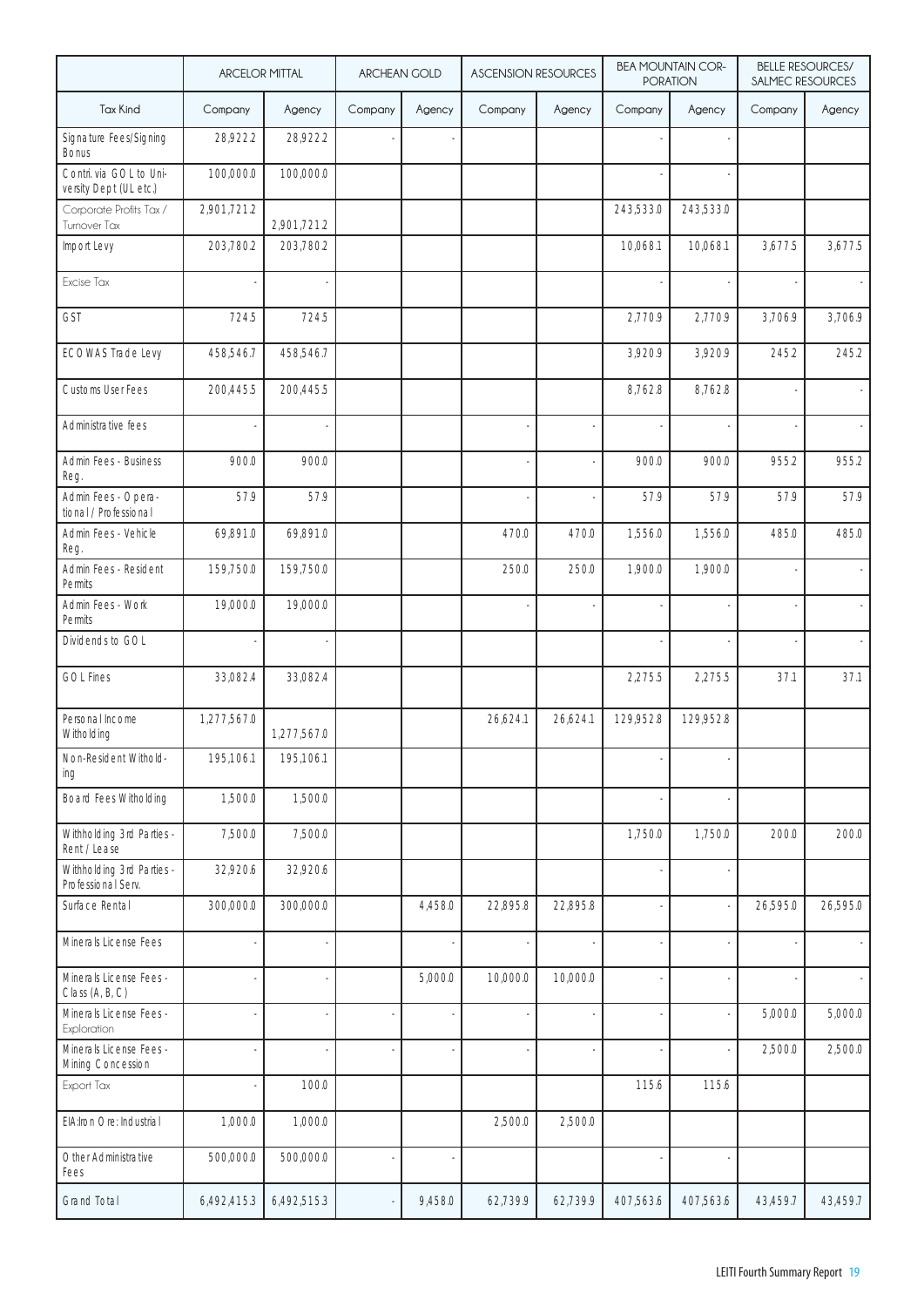| | ARCELOR MITTAL | | ARCHEAN GOLD | | ASCENSION RESOURCES | | BEA MOUNTAIN CORPORATION | | BELLE RESOURCES/ SALMEC RESOURCES | |
|---|---|---|---|---|---|---|---|---|---|---|
| Tax Kind | Company | Agency | Company | Agency | Company | Agency | Company | Agency | Company | Agency |
| Signature Fees/Signing Bonus | 28,922.2 | 28,922.2 | - | - | | | - | - | | |
| Contri. via GOL to University Dept (UL etc.) | 100,000.0 | 100,000.0 | | | | | - | - | | |
| Corporate Profits Tax / Turnover Tax | 2,901,721.2 | 2,901,721.2 | | | | | 243,533.0 | 243,533.0 | | |
| Import Levy | 203,780.2 | 203,780.2 | | | | | 10,068.1 | 10,068.1 | 3,677.5 | 3,677.5 |
| Excise Tax | - | - | | | | | - | - | - | - |
| GST | 724.5 | 724.5 | | | | | 2,770.9 | 2,770.9 | 3,706.9 | 3,706.9 |
| ECOWAS Trade Levy | 458,546.7 | 458,546.7 | | | | | 3,920.9 | 3,920.9 | 245.2 | 245.2 |
| Customs User Fees | 200,445.5 | 200,445.5 | | | | | 8,762.8 | 8,762.8 | - | - |
| Administrative fees | - | - | | | - | - | - | - | - | - |
| Admin Fees - Business Reg. | 900.0 | 900.0 | | | - | - | 900.0 | 900.0 | 955.2 | 955.2 |
| Admin Fees - Operational / Professional | 57.9 | 57.9 | | | - | - | 57.9 | 57.9 | 57.9 | 57.9 |
| Admin Fees - Vehicle Reg. | 69,891.0 | 69,891.0 | | | 470.0 | 470.0 | 1,556.0 | 1,556.0 | 485.0 | 485.0 |
| Admin Fees - Resident Permits | 159,750.0 | 159,750.0 | | | 250.0 | 250.0 | 1,900.0 | 1,900.0 | - | - |
| Admin Fees - Work Permits | 19,000.0 | 19,000.0 | | | - | - | - | - | - | - |
| Dividends to GOL | - | - | | | | | - | - | - | - |
| GOL Fines | 33,082.4 | 33,082.4 | | | | | 2,275.5 | 2,275.5 | 37.1 | 37.1 |
| Personal Income Witholding | 1,277,567.0 | 1,277,567.0 | | | 26,624.1 | 26,624.1 | 129,952.8 | 129,952.8 | | |
| Non-Resident Witholding | 195,106.1 | 195,106.1 | | | | | - | - | | |
| Board Fees Witholding | 1,500.0 | 1,500.0 | | | | | - | - | | |
| Withholding 3rd Parties - Rent / Lease | 7,500.0 | 7,500.0 | | | | | 1,750.0 | 1,750.0 | 200.0 | 200.0 |
| Withholding 3rd Parties - Professional Serv. | 32,920.6 | 32,920.6 | | | | | - | - | | |
| Surface Rental | 300,000.0 | 300,000.0 | | 4,458.0 | 22,895.8 | 22,895.8 | - | - | 26,595.0 | 26,595.0 |
| Minerals License Fees | - | - | | - | - | - | - | - | - | - |
| Minerals License Fees - Class (A, B, C) | - | - | | 5,000.0 | 10,000.0 | 10,000.0 | - | - | - | - |
| Minerals License Fees - Exploration | - | - | - | - | - | - | - | - | 5,000.0 | 5,000.0 |
| Minerals License Fees - Mining Concession | - | - | - | - | - | - | - | - | 2,500.0 | 2,500.0 |
| Export Tax | - | 100.0 | | | | | 115.6 | 115.6 | | |
| EIA:Iron Ore: Industrial | 1,000.0 | 1,000.0 | | | 2,500.0 | 2,500.0 | | | | |
| Other Administrative Fees | 500,000.0 | 500,000.0 | - | - | | | - | - | | |
| Grand Total | 6,492,415.3 | 6,492,515.3 | - | 9,458.0 | 62,739.9 | 62,739.9 | 407,563.6 | 407,563.6 | 43,459.7 | 43,459.7 |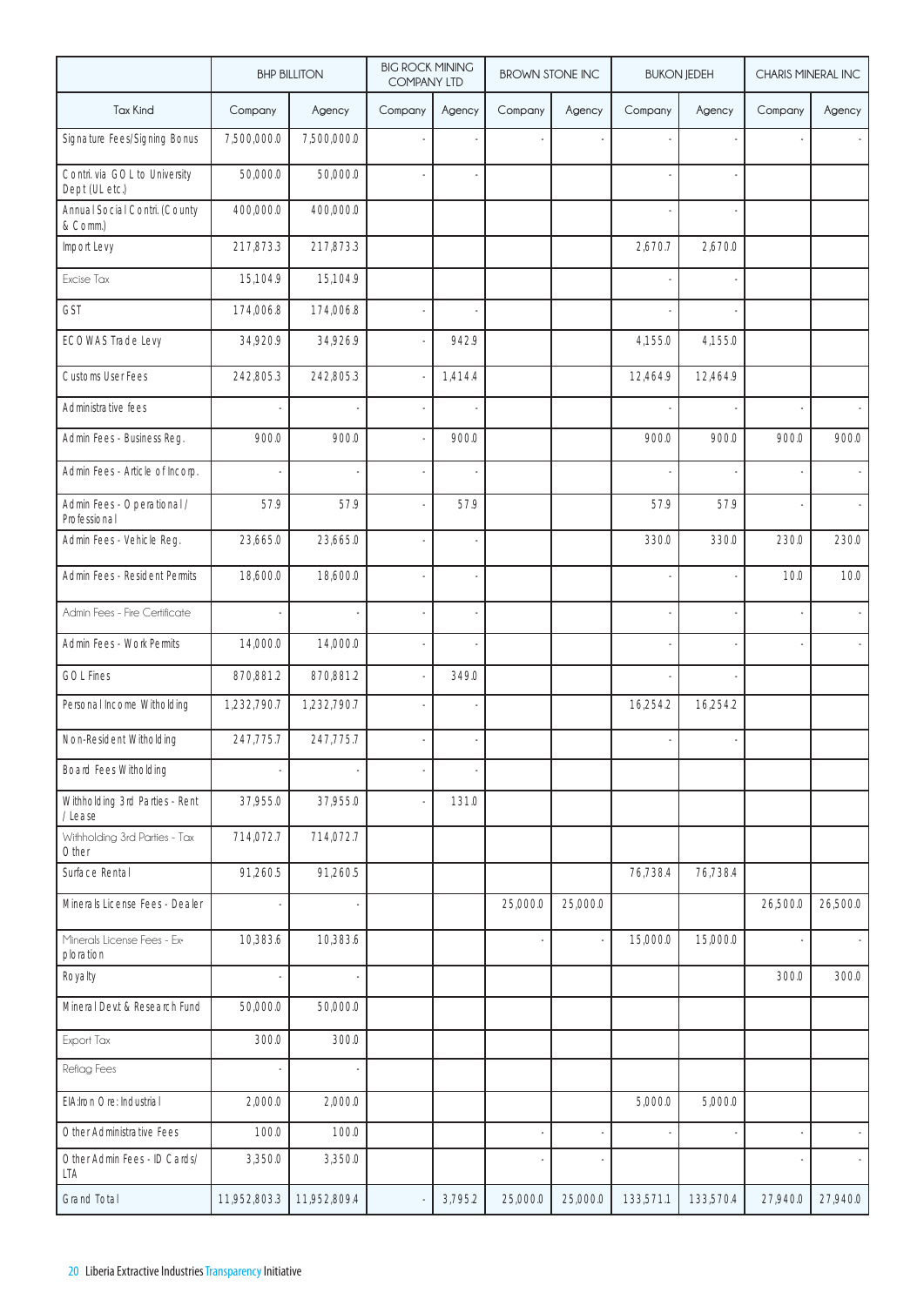| | BHP BILLITON | | BIG ROCK MINING COMPANY LTD | | BROWN STONE INC | | BUKON JEDEH | | CHARIS MINERAL INC | |
|---|---|---|---|---|---|---|---|---|---|---|
| Tax Kind | Company | Agency | Company | Agency | Company | Agency | Company | Agency | Company | Agency |
| Signature Fees/Signing Bonus | 7,500,000.0 | 7,500,000.0 | - | - | - | - | - | - | - | - |
| Contri. via GOL to University Dept (UL etc.) | 50,000.0 | 50,000.0 | - | - | | | - | - | | |
| Annual Social Contri. (County & Comm.) | 400,000.0 | 400,000.0 | - | - | | | - | - | | |
| Import Levy | 217,873.3 | 217,873.3 | | | | | 2,670.7 | 2,670.0 | | |
| Excise Tax | 15,104.9 | 15,104.9 | | | | | - | - | | |
| GST | 174,006.8 | 174,006.8 | - | - | | | - | - | | |
| ECOWAS Trade Levy | 34,920.9 | 34,926.9 | - | 942.9 | | | 4,155.0 | 4,155.0 | | |
| Customs User Fees | 242,805.3 | 242,805.3 | - | 1,414.4 | | | 12,464.9 | 12,464.9 | | |
| Administrative fees | - | - | - | - | | | - | - | - | - |
| Admin Fees - Business Reg. | 900.0 | 900.0 | - | 900.0 | | | 900.0 | 900.0 | 900.0 | 900.0 |
| Admin Fees - Article of Incorp. | - | - | - | - | | | - | - | - | - |
| Admin Fees - Operational / Professional | 57.9 | 57.9 | - | 57.9 | | | 57.9 | 57.9 | - | - |
| Admin Fees - Vehicle Reg. | 23,665.0 | 23,665.0 | - | - | | | 330.0 | 330.0 | 230.0 | 230.0 |
| Admin Fees - Resident Permits | 18,600.0 | 18,600.0 | - | - | | | - | - | 10.0 | 10.0 |
| Admin Fees - Fire Certificate | - | - | - | - | | | - | - | - | - |
| Admin Fees - Work Permits | 14,000.0 | 14,000.0 | - | - | | | - | - | - | - |
| GOL Fines | 870,881.2 | 870,881.2 | - | 349.0 | | | - | - | | |
| Personal Income Witholding | 1,232,790.7 | 1,232,790.7 | - | - | | | 16,254.2 | 16,254.2 | | |
| Non-Resident Witholding | 247,775.7 | 247,775.7 | - | - | | | - | - | | |
| Board Fees Witholding | - | - | - | - | | | | | | |
| Withholding 3rd Parties - Rent / Lease | 37,955.0 | 37,955.0 | - | 131.0 | | | | | | |
| Withholding 3rd Parties - Tax Other | 714,072.7 | 714,072.7 | | | | | | | | |
| Surface Rental | 91,260.5 | 91,260.5 | | | | | 76,738.4 | 76,738.4 | | |
| Minerals License Fees - Dealer | - | - | | | 25,000.0 | 25,000.0 | | | 26,500.0 | 26,500.0 |
| Minerals License Fees - Exploration | 10,383.6 | 10,383.6 | | | - | - | 15,000.0 | 15,000.0 | - | - |
| Royalty | - | - | | | | | | | 300.0 | 300.0 |
| Mineral Devt & Research Fund | 50,000.0 | 50,000.0 | | | | | | | | |
| Export Tax | 300.0 | 300.0 | | | | | | | | |
| Reflag Fees | - | - | | | | | | | | |
| EIA:Iron Ore: Industrial | 2,000.0 | 2,000.0 | | | | | 5,000.0 | 5,000.0 | | |
| Other Administrative Fees | 100.0 | 100.0 | | | - | - | - | - | - | - |
| Other Admin Fees - ID Cards/ LTA | 3,350.0 | 3,350.0 | | | - | - | | | - | - |
| Grand Total | 11,952,803.3 | 11,952,809.4 | - | 3,795.2 | 25,000.0 | 25,000.0 | 133,571.1 | 133,570.4 | 27,940.0 | 27,940.0 |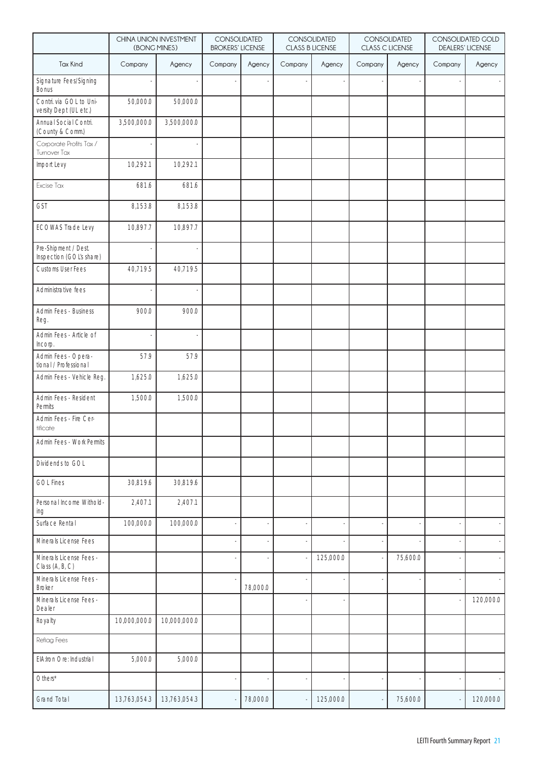| | CHINA UNION INVESTMENT (BONG MINES) | | CONSOLIDATED BROKERS' LICENSE | | CONSOLIDATED CLASS B LICENSE | | CONSOLIDATED CLASS C LICENSE | | CONSOLIDATED GOLD DEALERS' LICENSE | |
|---|---|---|---|---|---|---|---|---|---|---|
| Tax Kind | Company | Agency | Company | Agency | Company | Agency | Company | Agency | Company | Agency |
| Signature Fees/Signing Bonus | - | - | - | - | - | - | - | - | - | - |
| Contri. via GOL to University Dept (UL etc.) | 50,000.0 | 50,000.0 | | | | | | | | |
| Annual Social Contri. (County & Comm.) | 3,500,000.0 | 3,500,000.0 | | | | | | | | |
| Corporate Profits Tax / Turnover Tax | - | - | | | | | | | | |
| Import Levy | 10,292.1 | 10,292.1 | | | | | | | | |
| Excise Tax | 681.6 | 681.6 | | | | | | | | |
| GST | 8,153.8 | 8,153.8 | | | | | | | | |
| ECOWAS Trade Levy | 10,897.7 | 10,897.7 | | | | | | | | |
| Pre-Shipment / Dest. Inspection (GOL's share) | - | - | | | | | | | | |
| Customs User Fees | 40,719.5 | 40,719.5 | | | | | | | | |
| Administrative fees | - | - | | | | | | | | |
| Admin Fees - Business Reg. | 900.0 | 900.0 | | | | | | | | |
| Admin Fees - Article of Incorp. | - | - | | | | | | | | |
| Admin Fees - Operational / Professional | 57.9 | 57.9 | | | | | | | | |
| Admin Fees - Vehicle Reg. | 1,625.0 | 1,625.0 | | | | | | | | |
| Admin Fees - Resident Permits | 1,500.0 | 1,500.0 | | | | | | | | |
| Admin Fees - Fire Certificate | | | | | | | | | | |
| Admin Fees - Work Permits | | | | | | | | | | |
| Dividends to GOL | | | | | | | | | | |
| GOL Fines | 30,819.6 | 30,819.6 | | | | | | | | |
| Personal Income Withholding | 2,407.1 | 2,407.1 | | | | | | | | |
| Surface Rental | 100,000.0 | 100,000.0 | - | - | - | - | - | - | - | - |
| Minerals License Fees | | | - | - | - | - | - | - | - | - |
| Minerals License Fees - Class (A, B, C) | | | - | - | - | 125,000.0 | - | 75,600.0 | - | - |
| Minerals License Fees - Broker | | | - | 78,000.0 | - | - | - | - | - | - |
| Minerals License Fees - Dealer | | | | | - | - | | | - | 120,000.0 |
| Royalty | 10,000,000.0 | 10,000,000.0 | | | | | | | | |
| Reflag Fees | | | | | | | | | | |
| EIA:Iron Ore: Industrial | 5,000.0 | 5,000.0 | | | | | | | | |
| Others* | | | - | - | - | - | - | - | - | - |
| Grand Total | 13,763,054.3 | 13,763,054.3 | - | 78,000.0 | - | 125,000.0 | - | 75,600.0 | - | 120,000.0 |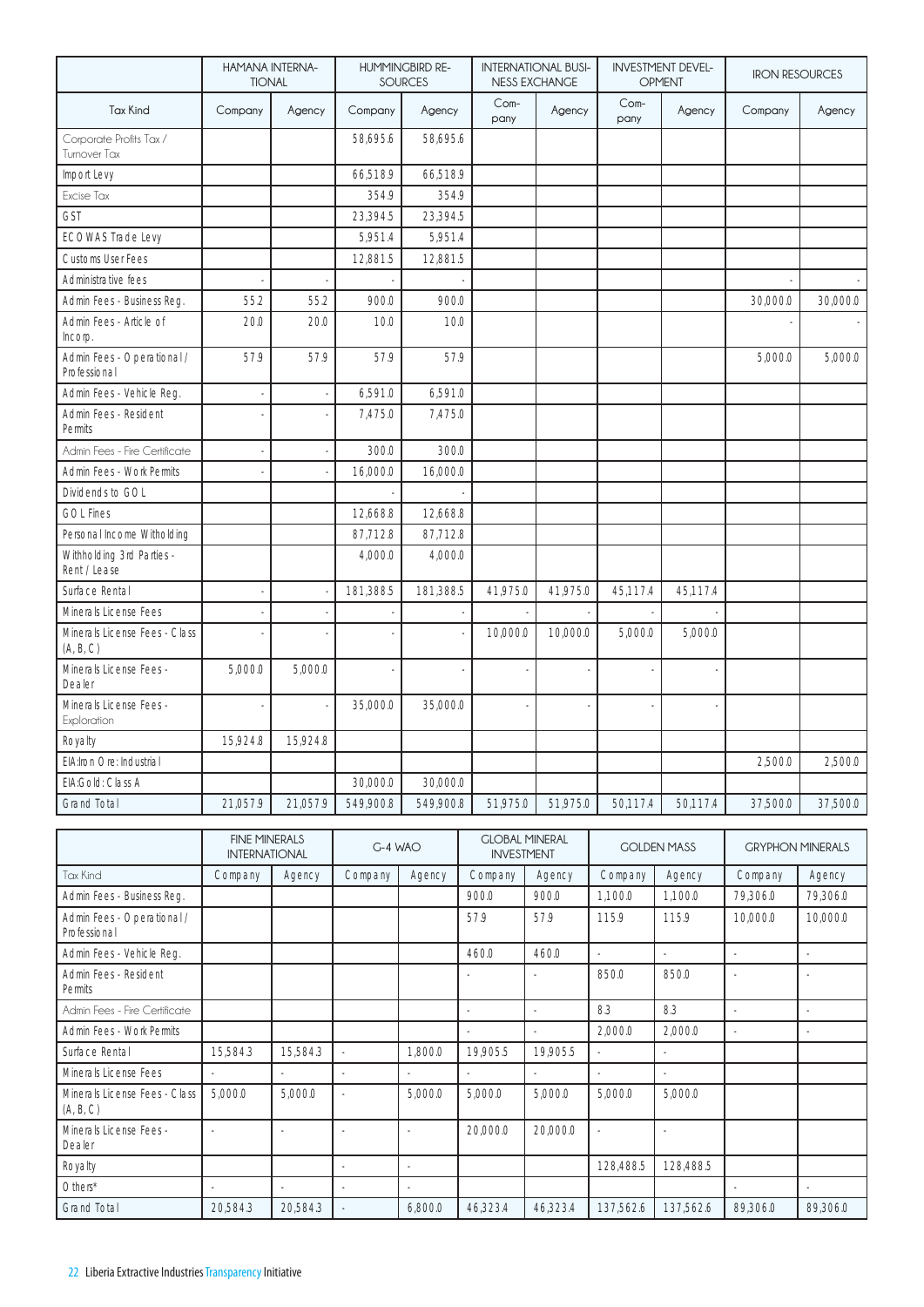| | HAMANA INTERNATIONAL | | HUMMINGBIRD RESOURCES | | INTERNATIONAL BUSINESS EXCHANGE | | INVESTMENT DEVELOPMENT | | IRON RESOURCES | |
|---|---|---|---|---|---|---|---|---|---|---|
| Tax Kind | Company | Agency | Company | Agency | Company | Agency | Company | Agency | Company | Agency |
| Corporate Profits Tax / Turnover Tax | | | 58,695.6 | 58,695.6 | | | | | | |
| Import Levy | | | 66,518.9 | 66,518.9 | | | | | | |
| Excise Tax | | | 354.9 | 354.9 | | | | | | |
| GST | | | 23,394.5 | 23,394.5 | | | | | | |
| ECOWAS Trade Levy | | | 5,951.4 | 5,951.4 | | | | | | |
| Customs User Fees | | | 12,881.5 | 12,881.5 | | | | | | |
| Administrative fees | - | - | - | - | | | | | - | - |
| Admin Fees - Business Reg. | 55.2 | 55.2 | 900.0 | 900.0 | | | | | 30,000.0 | 30,000.0 |
| Admin Fees - Article of Incorp. | 20.0 | 20.0 | 10.0 | 10.0 | | | | | - | - |
| Admin Fees - Operational / Professional | 57.9 | 57.9 | 57.9 | 57.9 | | | | | 5,000.0 | 5,000.0 |
| Admin Fees - Vehicle Reg. | - | - | 6,591.0 | 6,591.0 | | | | | | |
| Admin Fees - Resident Permits | - | - | 7,475.0 | 7,475.0 | | | | | | |
| Admin Fees - Fire Certificate | - | - | 300.0 | 300.0 | | | | | | |
| Admin Fees - Work Permits | - | - | 16,000.0 | 16,000.0 | | | | | | |
| Dividends to GOL | | | - | - | | | | | | |
| GOL Fines | | | 12,668.8 | 12,668.8 | | | | | | |
| Personal Income Withholding | | | 87,712.8 | 87,712.8 | | | | | | |
| Withholding 3rd Parties - Rent / Lease | | | 4,000.0 | 4,000.0 | | | | | | |
| Surface Rental | - | - | 181,388.5 | 181,388.5 | 41,975.0 | 41,975.0 | 45,117.4 | 45,117.4 | | |
| Minerals License Fees | - | - | - | - | - | - | - | - | | |
| Minerals License Fees - Class (A, B, C) | - | - | - | - | 10,000.0 | 10,000.0 | 5,000.0 | 5,000.0 | | |
| Minerals License Fees - Dealer | 5,000.0 | 5,000.0 | - | - | - | - | - | - | | |
| Minerals License Fees - Exploration | - | - | 35,000.0 | 35,000.0 | - | - | - | - | | |
| Royalty | 15,924.8 | 15,924.8 | | | | | | | | |
| EIA:Iron Ore: Industrial | | | | | | | | | 2,500.0 | 2,500.0 |
| EIA:Gold: Class A | | | 30,000.0 | 30,000.0 | | | | | | |
| Grand Total | 21,057.9 | 21,057.9 | 549,900.8 | 549,900.8 | 51,975.0 | 51,975.0 | 50,117.4 | 50,117.4 | 37,500.0 | 37,500.0 |

| | FINE MINERALS INTERNATIONAL | | G-4 WAO | | GLOBAL MINERAL INVESTMENT | | GOLDEN MASS | | GRYPHON MINERALS | |
|---|---|---|---|---|---|---|---|---|---|---|
| Tax Kind | Company | Agency | Company | Agency | Company | Agency | Company | Agency | Company | Agency |
| Admin Fees - Business Reg. | | | | | 900.0 | 900.0 | 1,100.0 | 1,100.0 | 79,306.0 | 79,306.0 |
| Admin Fees - Operational / Professional | | | | | 57.9 | 57.9 | 115.9 | 115.9 | 10,000.0 | 10,000.0 |
| Admin Fees - Vehicle Reg. | | | | | 460.0 | 460.0 | - | - | - | - |
| Admin Fees - Resident Permits | | | | | - | - | 850.0 | 850.0 | - | - |
| Admin Fees - Fire Certificate | | | | | - | - | 8.3 | 8.3 | - | - |
| Admin Fees - Work Permits | | | | | - | - | 2,000.0 | 2,000.0 | - | - |
| Surface Rental | 15,584.3 | 15,584.3 | - | 1,800.0 | 19,905.5 | 19,905.5 | - | - | | |
| Minerals License Fees | - | - | - | - | - | - | - | - | | |
| Minerals License Fees - Class (A, B, C) | 5,000.0 | 5,000.0 | - | 5,000.0 | 5,000.0 | 5,000.0 | 5,000.0 | 5,000.0 | | |
| Minerals License Fees - Dealer | - | - | - | - | 20,000.0 | 20,000.0 | - | - | | |
| Royalty | | | - | - | | | 128,488.5 | 128,488.5 | | |
| Others* | - | - | - | - | | | | | - | - |
| Grand Total | 20,584.3 | 20,584.3 | - | 6,800.0 | 46,323.4 | 46,323.4 | 137,562.6 | 137,562.6 | 89,306.0 | 89,306.0 |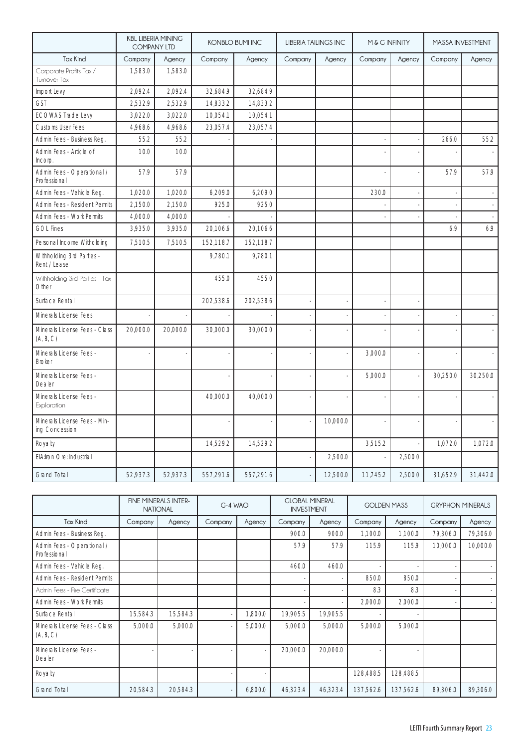| | KBL LIBERIA MINING COMPANY LTD | | KONBLO BUMI INC | | LIBERIA TAILINGS INC | | M & G INFINITY | | MASSA INVESTMENT | |
|---|---|---|---|---|---|---|---|---|---|---|
| Tax Kind | Company | Agency | Company | Agency | Company | Agency | Company | Agency | Company | Agency |
| Corporate Profits Tax / Turnover Tax | 1,583.0 | 1,583.0 | | | | | | | | |
| Import Levy | 2,092.4 | 2,092.4 | 32,684.9 | 32,684.9 | | | | | | |
| GST | 2,532.9 | 2,532.9 | 14,833.2 | 14,833.2 | | | | | | |
| ECOWAS Trade Levy | 3,022.0 | 3,022.0 | 10,054.1 | 10,054.1 | | | | | | |
| Customs User Fees | 4,968.6 | 4,968.6 | 23,057.4 | 23,057.4 | | | | | | |
| Admin Fees - Business Reg. | 55.2 | 55.2 | - | - | | | - | - | 266.0 | 55.2 |
| Admin Fees - Article of Incorp. | 10.0 | 10.0 | | | | | - | - | - | - |
| Admin Fees - Operational / Professional | 57.9 | 57.9 | | | | | - | - | 57.9 | 57.9 |
| Admin Fees - Vehicle Reg. | 1,020.0 | 1,020.0 | 6,209.0 | 6,209.0 | | | 230.0 | - | - | - |
| Admin Fees - Resident Permits | 2,150.0 | 2,150.0 | 925.0 | 925.0 | | | - | - | - | - |
| Admin Fees - Work Permits | 4,000.0 | 4,000.0 | - | - | | | - | - | - | - |
| GOL Fines | 3,935.0 | 3,935.0 | 20,106.6 | 20,106.6 | | | | | 6.9 | 6.9 |
| Personal Income Withholding | 7,510.5 | 7,510.5 | 152,118.7 | 152,118.7 | | | | | | |
| Withholding 3rd Parties - Rent / Lease | | | 9,780.1 | 9,780.1 | | | | | | |
| Withholding 3rd Parties - Tax Other | | | 455.0 | 455.0 | | | | | | |
| Surface Rental | | | 202,538.6 | 202,538.6 | - | - | - | - | | |
| Minerals License Fees | - | - | - | - | - | - | - | - | - | - |
| Minerals License Fees - Class (A, B, C) | 20,000.0 | 20,000.0 | 30,000.0 | 30,000.0 | - | - | - | - | - | - |
| Minerals License Fees - Broker | - | - | - | - | - | - | 3,000.0 | - | - | - |
| Minerals License Fees - Dealer | | | - | - | - | - | 5,000.0 | - | 30,250.0 | 30,250.0 |
| Minerals License Fees - Exploration | | | 40,000.0 | 40,000.0 | - | - | - | - | - | - |
| Minerals License Fees - Mining Concession | | | - | - | - | 10,000.0 | - | - | - | - |
| Royalty | | | 14,529.2 | 14,529.2 | | | 3,515.2 | - | 1,072.0 | 1,072.0 |
| EIA:Iron Ore: Industrial | | | | | - | 2,500.0 | - | 2,500.0 | | |
| Grand Total | 52,937.3 | 52,937.3 | 557,291.6 | 557,291.6 | - | 12,500.0 | 11,745.2 | 2,500.0 | 31,652.9 | 31,442.0 |

| | FINE MINERALS INTERNATIONAL | | G-4 WAO | | GLOBAL MINERAL INVESTMENT | | GOLDEN MASS | | GRYPHON MINERALS | |
|---|---|---|---|---|---|---|---|---|---|---|
| Tax Kind | Company | Agency | Company | Agency | Company | Agency | Company | Agency | Company | Agency |
| Admin Fees - Business Reg. | | | | | 900.0 | 900.0 | 1,100.0 | 1,100.0 | 79,306.0 | 79,306.0 |
| Admin Fees - Operational / Professional | | | | | 57.9 | 57.9 | 115.9 | 115.9 | 10,000.0 | 10,000.0 |
| Admin Fees - Vehicle Reg. | | | | | 460.0 | 460.0 | - | - | - | - |
| Admin Fees - Resident Permits | | | | | - | - | 850.0 | 850.0 | - | - |
| Admin Fees - Fire Certificate | | | | | - | - | 8.3 | 8.3 | - | - |
| Admin Fees - Work Permits | | | | | - | - | 2,000.0 | 2,000.0 | - | - |
| Surface Rental | 15,584.3 | 15,584.3 | - | 1,800.0 | 19,905.5 | 19,905.5 | - | - | | |
| Minerals License Fees - Class (A, B, C) | 5,000.0 | 5,000.0 | - | 5,000.0 | 5,000.0 | 5,000.0 | 5,000.0 | 5,000.0 | | |
| Minerals License Fees - Dealer | - | - | - | - | 20,000.0 | 20,000.0 | - | - | | |
| Royalty | | | - | - | | | 128,488.5 | 128,488.5 | | |
| Grand Total | 20,584.3 | 20,584.3 | - | 6,800.0 | 46,323.4 | 46,323.4 | 137,562.6 | 137,562.6 | 89,306.0 | 89,306.0 |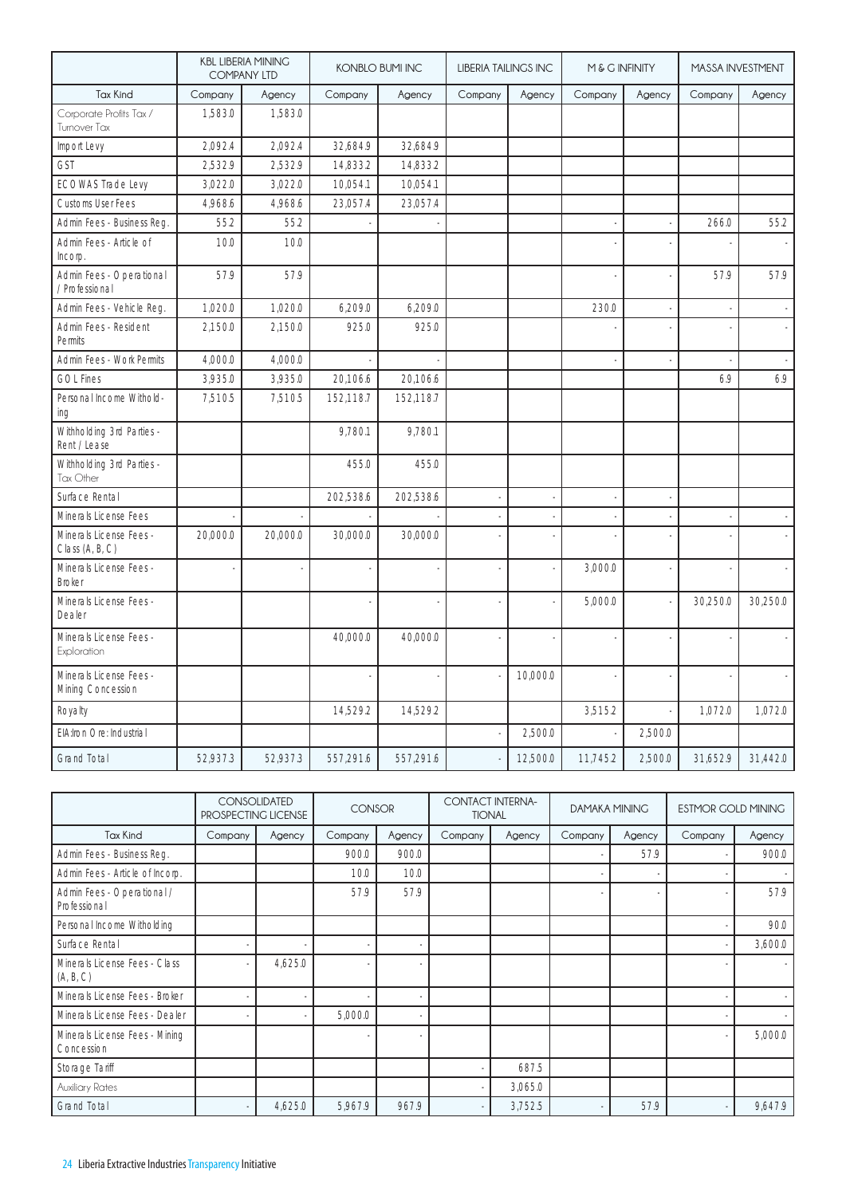| | KBL LIBERIA MINING COMPANY LTD | | KONBLO BUMI INC | | LIBERIA TAILINGS INC | | M & G INFINITY | | MASSA INVESTMENT | |
|---|---|---|---|---|---|---|---|---|---|---|
| Tax Kind | Company | Agency | Company | Agency | Company | Agency | Company | Agency | Company | Agency |
| Corporate Profits Tax / Turnover Tax | 1,583.0 | 1,583.0 | | | | | | | | |
| Import Levy | 2,092.4 | 2,092.4 | 32,684.9 | 32,684.9 | | | | | | |
| GST | 2,532.9 | 2,532.9 | 14,833.2 | 14,833.2 | | | | | | |
| ECOWAS Trade Levy | 3,022.0 | 3,022.0 | 10,054.1 | 10,054.1 | | | | | | |
| Customs User Fees | 4,968.6 | 4,968.6 | 23,057.4 | 23,057.4 | | | | | | |
| Admin Fees - Business Reg. | 55.2 | 55.2 | - | - | | | - | - | 266.0 | 55.2 |
| Admin Fees - Article of Incorp. | 10.0 | 10.0 | | | | | - | - | - | - |
| Admin Fees - Operational / Professional | 57.9 | 57.9 | | | | | - | - | 57.9 | 57.9 |
| Admin Fees - Vehicle Reg. | 1,020.0 | 1,020.0 | 6,209.0 | 6,209.0 | | | 230.0 | - | - | - |
| Admin Fees - Resident Permits | 2,150.0 | 2,150.0 | 925.0 | 925.0 | | | - | - | - | - |
| Admin Fees - Work Permits | 4,000.0 | 4,000.0 | - | - | | | - | - | - | - |
| GOL Fines | 3,935.0 | 3,935.0 | 20,106.6 | 20,106.6 | | | | | 6.9 | 6.9 |
| Personal Income Withholding | 7,510.5 | 7,510.5 | 152,118.7 | 152,118.7 | | | | | | |
| Withholding 3rd Parties - Rent / Lease | | | 9,780.1 | 9,780.1 | | | | | | |
| Withholding 3rd Parties - Tax Other | | | 455.0 | 455.0 | | | | | | |
| Surface Rental | | | 202,538.6 | 202,538.6 | - | - | - | - | | |
| Minerals License Fees | - | - | - | - | - | - | - | - | - | - |
| Minerals License Fees - Class (A, B, C) | 20,000.0 | 20,000.0 | 30,000.0 | 30,000.0 | - | - | - | - | - | - |
| Minerals License Fees - Broker | - | - | - | - | - | - | 3,000.0 | - | - | - |
| Minerals License Fees - Dealer | | | - | - | - | - | 5,000.0 | - | 30,250.0 | 30,250.0 |
| Minerals License Fees - Exploration | | | 40,000.0 | 40,000.0 | - | - | - | - | - | - |
| Minerals License Fees - Mining Concession | | | - | - | - | 10,000.0 | - | - | - | - |
| Royalty | | | 14,529.2 | 14,529.2 | | | 3,515.2 | - | 1,072.0 | 1,072.0 |
| EIA:Iron Ore: Industrial | | | | | - | 2,500.0 | - | 2,500.0 | | |
| Grand Total | 52,937.3 | 52,937.3 | 557,291.6 | 557,291.6 | - | 12,500.0 | 11,745.2 | 2,500.0 | 31,652.9 | 31,442.0 |

| | CONSOLIDATED PROSPECTING LICENSE | | CONSOR | | CONTACT INTERNATIONAL | | DAMAKA MINING | | ESTMOR GOLD MINING | |
|---|---|---|---|---|---|---|---|---|---|---|
| Tax Kind | Company | Agency | Company | Agency | Company | Agency | Company | Agency | Company | Agency |
| Admin Fees - Business Reg. | | | 900.0 | 900.0 | | | - | 57.9 | - | 900.0 |
| Admin Fees - Article of Incorp. | | | 10.0 | 10.0 | | | - | - | - | - |
| Admin Fees - Operational / Professional | | | 57.9 | 57.9 | | | - | - | - | 57.9 |
| Personal Income Witholding | | | | | | | | | - | 90.0 |
| Surface Rental | - | - | - | - | | | | | - | 3,600.0 |
| Minerals License Fees - Class (A, B, C) | - | 4,625.0 | - | - | | | | | - | - |
| Minerals License Fees - Broker | - | - | - | - | | | | | - | - |
| Minerals License Fees - Dealer | - | - | 5,000.0 | - | | | | | - | - |
| Minerals License Fees - Mining Concession | | | - | - | | | | | - | 5,000.0 |
| Storage Tariff | | | | | - | 687.5 | | | | |
| Auxiliary Rates | | | | | - | 3,065.0 | | | | |
| Grand Total | - | 4,625.0 | 5,967.9 | 967.9 | - | 3,752.5 | - | 57.9 | - | 9,647.9 |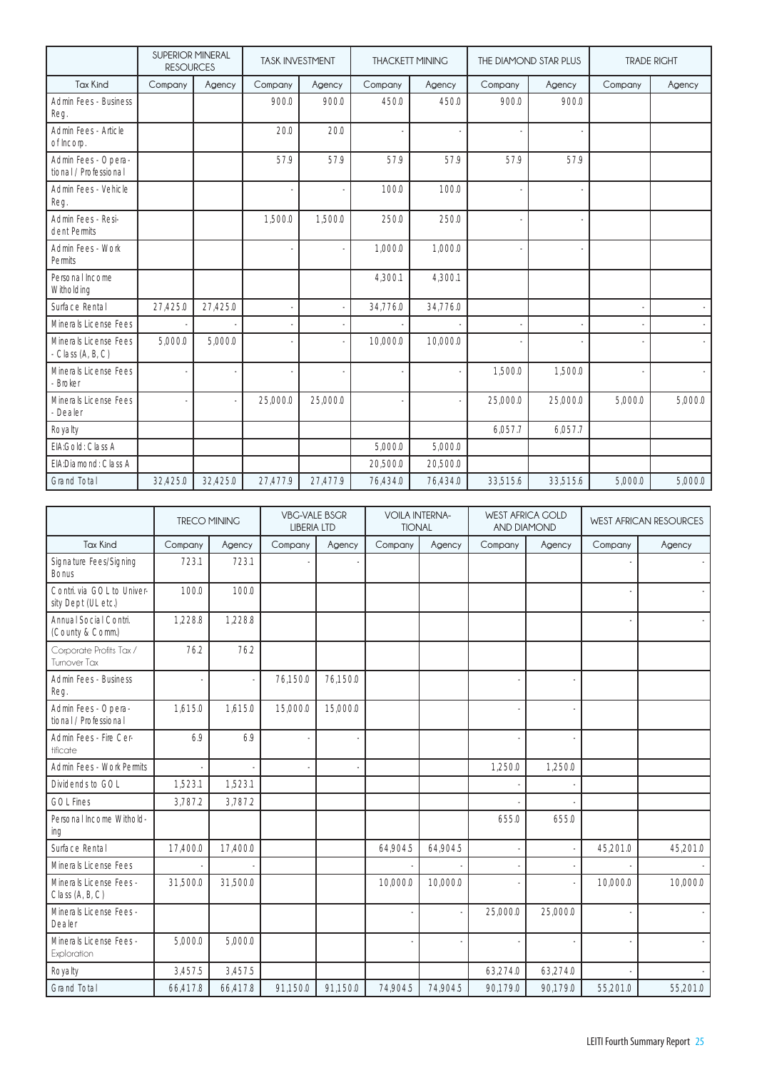| | SUPERIOR MINERAL RESOURCES | | TASK INVESTMENT | | THACKETT MINING | | THE DIAMOND STAR PLUS | | TRADE RIGHT | |
|---|---|---|---|---|---|---|---|---|---|---|
| Tax Kind | Company | Agency | Company | Agency | Company | Agency | Company | Agency | Company | Agency |
| Admin Fees - Business Reg. | | | 900.0 | 900.0 | 450.0 | 450.0 | 900.0 | 900.0 | | |
| Admin Fees - Article of Incorp. | | | 20.0 | 20.0 | - | - | - | - | | |
| Admin Fees - Operational / Professional | | | 57.9 | 57.9 | 57.9 | 57.9 | 57.9 | 57.9 | | |
| Admin Fees - Vehicle Reg. | | | - | - | 100.0 | 100.0 | - | - | | |
| Admin Fees - Resident Permits | | | 1,500.0 | 1,500.0 | 250.0 | 250.0 | - | - | | |
| Admin Fees - Work Permits | | | - | - | 1,000.0 | 1,000.0 | - | - | | |
| Personal Income Witholding | | | | | 4,300.1 | 4,300.1 | | | | |
| Surface Rental | 27,425.0 | 27,425.0 | - | - | 34,776.0 | 34,776.0 | | | - | - |
| Minerals License Fees | - | - | - | - | - | - | - | - | - | - |
| Minerals License Fees - Class (A, B, C) | 5,000.0 | 5,000.0 | - | - | 10,000.0 | 10,000.0 | - | - | - | - |
| Minerals License Fees - Broker | - | - | - | - | - | - | 1,500.0 | 1,500.0 | - | - |
| Minerals License Fees - Dealer | - | - | 25,000.0 | 25,000.0 | - | - | 25,000.0 | 25,000.0 | 5,000.0 | 5,000.0 |
| Royalty | | | | | | | 6,057.7 | 6,057.7 | | |
| EIA:Gold: Class A | | | | | 5,000.0 | 5,000.0 | | | | |
| EIA:Diamond: Class A | | | | | 20,500.0 | 20,500.0 | | | | |
| Grand Total | 32,425.0 | 32,425.0 | 27,477.9 | 27,477.9 | 76,434.0 | 76,434.0 | 33,515.6 | 33,515.6 | 5,000.0 | 5,000.0 |

| | TRECO MINING | | VBG-VALE BSGR LIBERIA LTD | | VOILA INTERNATIONAL | | WEST AFRICA GOLD AND DIAMOND | | WEST AFRICAN RESOURCES | |
|---|---|---|---|---|---|---|---|---|---|---|
| Tax Kind | Company | Agency | Company | Agency | Company | Agency | Company | Agency | Company | Agency |
| Signature Fees/Signing Bonus | 723.1 | 723.1 | - | - | | | | | - | - |
| Contri. via GOL to University Dept (UL etc.) | 100.0 | 100.0 | | | | | | | - | - |
| Annual Social Contri. (County & Comm.) | 1,228.8 | 1,228.8 | | | | | | | - | - |
| Corporate Profits Tax / Turnover Tax | 76.2 | 76.2 | | | | | | | | |
| Admin Fees - Business Reg. | - | - | 76,150.0 | 76,150.0 | | | - | - | | |
| Admin Fees - Operational / Professional | 1,615.0 | 1,615.0 | 15,000.0 | 15,000.0 | | | - | - | | |
| Admin Fees - Fire Certificate | 6.9 | 6.9 | - | - | | | - | - | | |
| Admin Fees - Work Permits | - | - | - | - | | | 1,250.0 | 1,250.0 | | |
| Dividends to GOL | 1,523.1 | 1,523.1 | | | | | - | - | | |
| GOL Fines | 3,787.2 | 3,787.2 | | | | | - | - | | |
| Personal Income Witholding | | | | | | | 655.0 | 655.0 | | |
| Surface Rental | 17,400.0 | 17,400.0 | | | 64,904.5 | 64,904.5 | - | - | 45,201.0 | 45,201.0 |
| Minerals License Fees | - | - | | | - | - | - | - | - | - |
| Minerals License Fees - Class (A, B, C) | 31,500.0 | 31,500.0 | | | 10,000.0 | 10,000.0 | - | - | 10,000.0 | 10,000.0 |
| Minerals License Fees - Dealer | | | | | - | - | 25,000.0 | 25,000.0 | - | - |
| Minerals License Fees - Exploration | 5,000.0 | 5,000.0 | | | - | - | - | - | - | - |
| Royalty | 3,457.5 | 3,457.5 | | | | | 63,274.0 | 63,274.0 | - | - |
| Grand Total | 66,417.8 | 66,417.8 | 91,150.0 | 91,150.0 | 74,904.5 | 74,904.5 | 90,179.0 | 90,179.0 | 55,201.0 | 55,201.0 |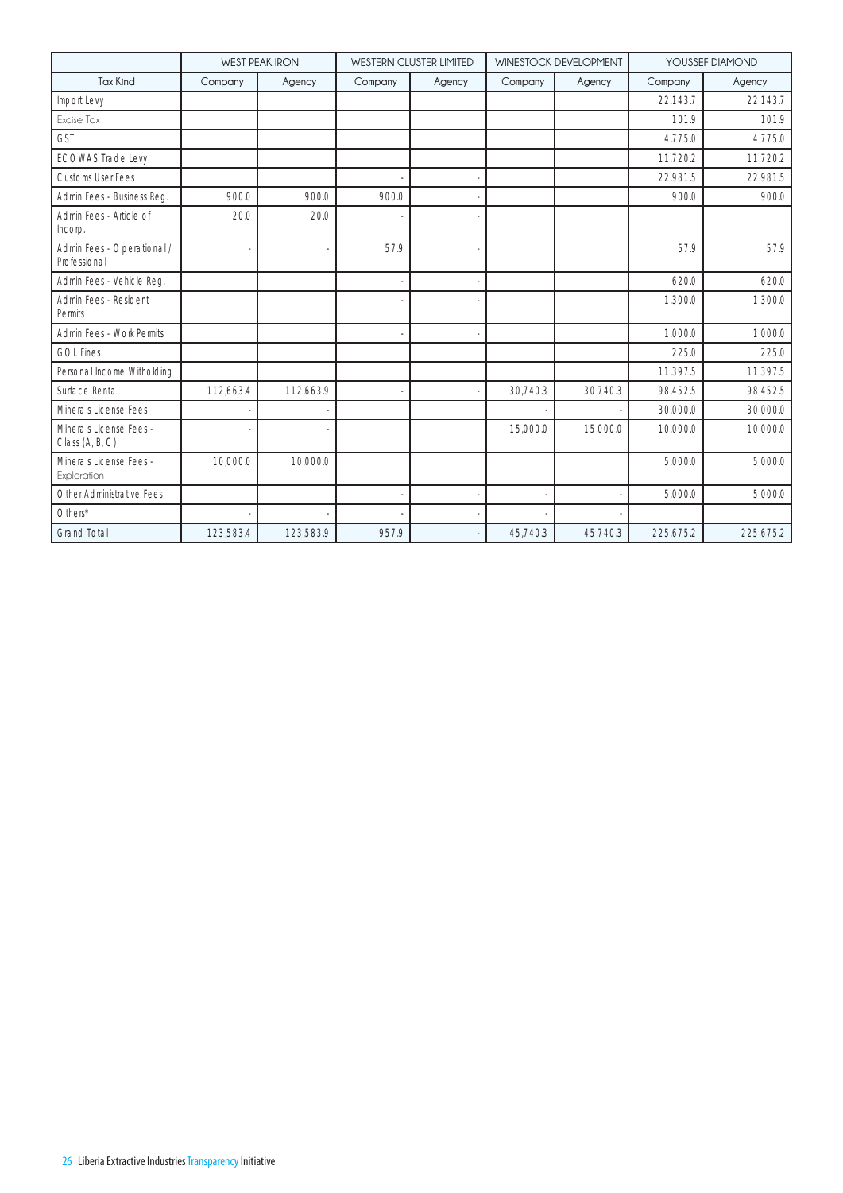| | WEST PEAK IRON | | WESTERN CLUSTER LIMITED | | WINESTOCK DEVELOPMENT | | YOUSSEF DIAMOND | |
|---|---|---|---|---|---|---|---|---|
| Tax Kind | Company | Agency | Company | Agency | Company | Agency | Company | Agency |
| Import Levy | | | | | | | 22,143.7 | 22,143.7 |
| Excise Tax | | | | | | | 101.9 | 101.9 |
| GST | | | | | | | 4,775.0 | 4,775.0 |
| ECOWAS Trade Levy | | | | | | | 11,720.2 | 11,720.2 |
| Customs User Fees | | | - | - | | | 22,981.5 | 22,981.5 |
| Admin Fees - Business Reg. | 900.0 | 900.0 | 900.0 | - | | | 900.0 | 900.0 |
| Admin Fees - Article of Incorp. | 20.0 | 20.0 | - | - | | | | |
| Admin Fees - Operational/ Professional | - | - | 57.9 | - | | | 57.9 | 57.9 |
| Admin Fees - Vehicle Reg. | | | - | - | | | 620.0 | 620.0 |
| Admin Fees - Resident Permits | | | - | - | | | 1,300.0 | 1,300.0 |
| Admin Fees - Work Permits | | | - | - | | | 1,000.0 | 1,000.0 |
| GOL Fines | | | | | | | 225.0 | 225.0 |
| Personal Income Witholding | | | | | | | 11,397.5 | 11,397.5 |
| Surface Rental | 112,663.4 | 112,663.9 | - | - | 30,740.3 | 30,740.3 | 98,452.5 | 98,452.5 |
| Minerals License Fees | - | - | | | - | - | 30,000.0 | 30,000.0 |
| Minerals License Fees - Class (A, B, C) | - | - | | | 15,000.0 | 15,000.0 | 10,000.0 | 10,000.0 |
| Minerals License Fees - Exploration | 10,000.0 | 10,000.0 | | | | | 5,000.0 | 5,000.0 |
| Other Administrative Fees | | | - | - | - | - | 5,000.0 | 5,000.0 |
| Others* | - | - | - | - | - | - | | |
| Grand Total | 123,583.4 | 123,583.9 | 957.9 | - | 45,740.3 | 45,740.3 | 225,675.2 | 225,675.2 |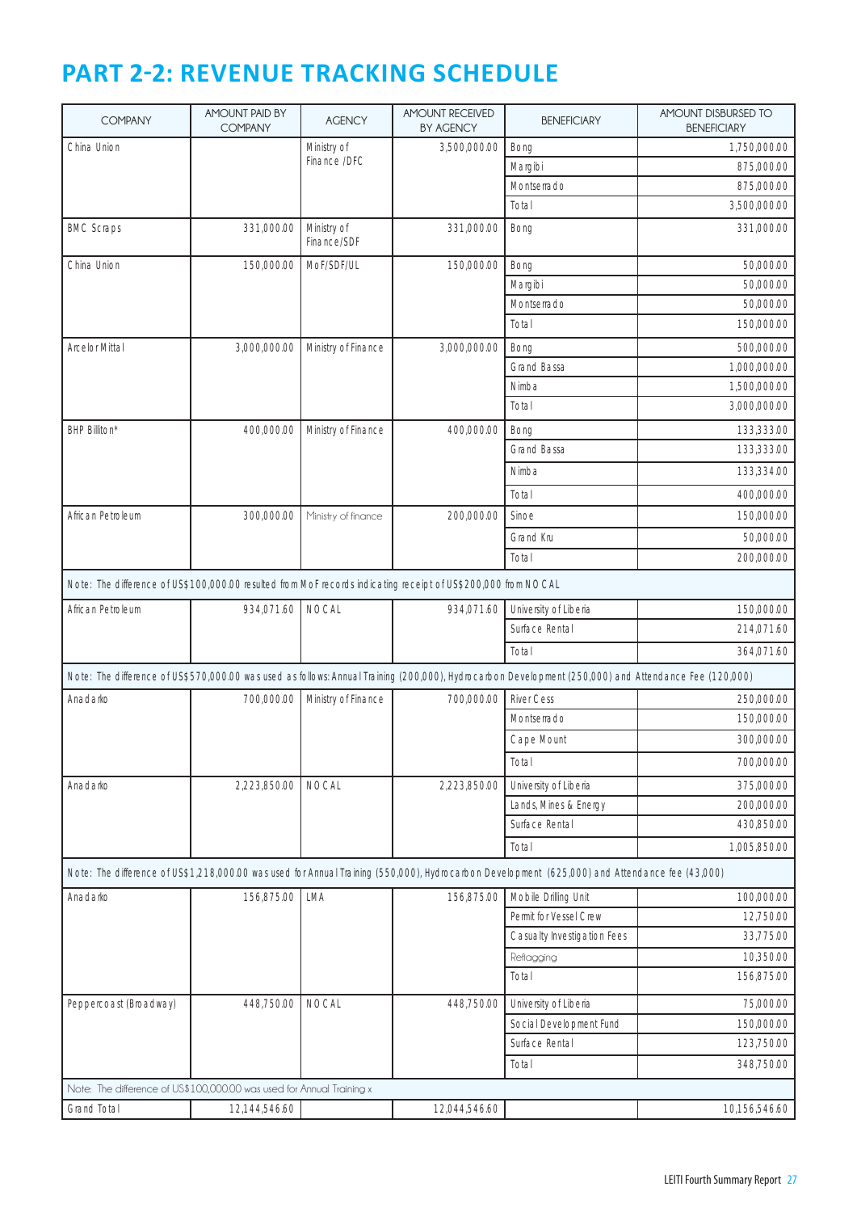# PART 2-2: REVENUE TRACKING SCHEDULE

| COMPANY | AMOUNT PAID BY COMPANY | AGENCY | AMOUNT RECEIVED BY AGENCY | BENEFICIARY | AMOUNT DISBURSED TO BENEFICIARY |
|---|---|---|---|---|---|
| China Union | | Ministry of Finance /DFC | 3,500,000.00 | Bong | 1,750,000.00 |
| | | | | Margibi | 875,000.00 |
| | | | | Montserrado | 875,000.00 |
| | | | | Total | 3,500,000.00 |
| BMC Scraps | 331,000.00 | Ministry of Finance/SDF | 331,000.00 | Bong | 331,000.00 |
| China Union | 150,000.00 | MoF/SDF/UL | 150,000.00 | Bong | 50,000.00 |
| | | | | Margibi | 50,000.00 |
| | | | | Montserrado | 50,000.00 |
| | | | | Total | 150,000.00 |
| Arcelor Mittal | 3,000,000.00 | Ministry of Finance | 3,000,000.00 | Bong | 500,000.00 |
| | | | | Grand Bassa | 1,000,000.00 |
| | | | | Nimba | 1,500,000.00 |
| | | | | Total | 3,000,000.00 |
| BHP Billiton* | 400,000.00 | Ministry of Finance | 400,000.00 | Bong | 133,333.00 |
| | | | | Grand Bassa | 133,333.00 |
| | | | | Nimba | 133,334.00 |
| | | | | Total | 400,000.00 |
| African Petroleum | 300,000.00 | Ministry of finance | 200,000.00 | Sinoe | 150,000.00 |
| | | | | Grand Kru | 50,000.00 |
| | | | | Total | 200,000.00 |
| Note: The difference of US$100,000.00 resulted from MoF records indicating receipt of US$200,000 from NOCAL | | | | | |
| African Petroleum | 934,071.60 | NOCAL | 934,071.60 | University of Liberia | 150,000.00 |
| | | | | Surface Rental | 214,071.60 |
| | | | | Total | 364,071.60 |
| Note: The difference of US$570,000.00 was used as follows: Annual Training (200,000), Hydrocarbon Development (250,000) and Attendance Fee (120,000) | | | | | |
| Anadarko | 700,000.00 | Ministry of Finance | 700,000.00 | River Cess | 250,000.00 |
| | | | | Montserrado | 150,000.00 |
| | | | | Cape Mount | 300,000.00 |
| | | | | Total | 700,000.00 |
| Anadarko | 2,223,850.00 | NOCAL | 2,223,850.00 | University of Liberia | 375,000.00 |
| | | | | Lands, Mines & Energy | 200,000.00 |
| | | | | Surface Rental | 430,850.00 |
| | | | | Total | 1,005,850.00 |
| Note: The difference of US$1,218,000.00 was used for Annual Training (550,000), Hydrocarbon Development (625,000) and Attendance fee (43,000) | | | | | |
| Anadarko | 156,875.00 | LMA | 156,875.00 | Mobile Drilling Unit | 100,000.00 |
| | | | | Permit for Vessel Crew | 12,750.00 |
| | | | | Casualty Investigation Fees | 33,775.00 |
| | | | | Reflagging | 10,350.00 |
| | | | | Total | 156,875.00 |
| Peppercoast (Broadway) | 448,750.00 | NOCAL | 448,750.00 | University of Liberia | 75,000.00 |
| | | | | Social Development Fund | 150,000.00 |
| | | | | Surface Rental | 123,750.00 |
| | | | | Total | 348,750.00 |
| Note: The difference of US$100,000.00 was used for Annual Training x | | | | | |
| Grand Total | 12,144,546.60 | | 12,044,546.60 | | 10,156,546.60 |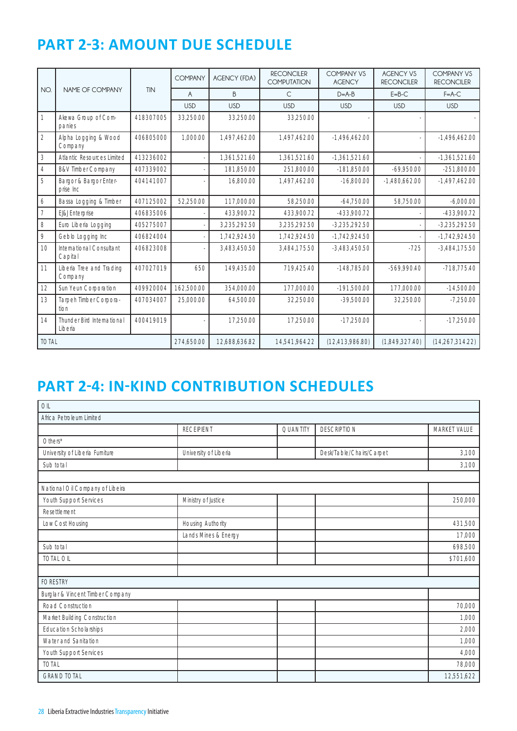## PART 2-3: AMOUNT DUE SCHEDULE

| NO. | NAME OF COMPANY | TIN | COMPANY | AGENCY (FDA) | RECONCILER COMPUTATION | COMPANY VS AGENCY | AGENCY VS RECONCILER | COMPANY VS RECONCILER |
|---|---|---|---|---|---|---|---|---|
| | | | A | B | C | D=A-B | E=B-C | F=A-C |
| | | | USD | USD | USD | USD | USD | USD |
| 1 | Akewa Group of Companies | 418307005 | 33,250.00 | 33,250.00 | 33,250.00 | - | - | - |
| 2 | Alpha Logging & Wood Company | 406805000 | 1,000.00 | 1,497,462.00 | 1,497,462.00 | -1,496,462.00 | - | -1,496,462.00 |
| 3 | Atlantic Resources Limited | 413236002 | - | 1,361,521.60 | 1,361,521.60 | -1,361,521.60 | - | -1,361,521.60 |
| 4 | B&V Timber Company | 407339002 | - | 181,850.00 | 251,800.00 | -181,850.00 | -69,950.00 | -251,800.00 |
| 5 | Bargor & Bargor Enterprise Inc | 404141007 | - | 16,800.00 | 1,497,462.00 | -16,800.00 | -1,480,662.00 | -1,497,462.00 |
| 6 | Bassa Logging & Timber | 407125002 | 52,250.00 | 117,000.00 | 58,250.00 | -64,750.00 | 58,750.00 | -6,000.00 |
| 7 | EJ&J Enterprise | 406835006 | - | 433,900.72 | 433,900.72 | -433,900.72 | - | -433,900.72 |
| 8 | Euro Liberia Logging | 405275007 | - | 3,235,292.50 | 3,235,292.50 | -3,235,292.50 | - | -3,235,292.50 |
| 9 | Geblo Logging Inc | 406824004 | - | 1,742,924.50 | 1,742,924.50 | -1,742,924.50 | - | -1,742,924.50 |
| 10 | International Consultant Capital | 406823008 | - | 3,483,450.50 | 3,484,175.50 | -3,483,450.50 | -725 | -3,484,175.50 |
| 11 | Liberia Tree and Trading Company | 407027019 | 650 | 149,435.00 | 719,425.40 | -148,785.00 | -569,990.40 | -718,775.40 |
| 12 | Sun Yeun Corporation | 409920004 | 162,500.00 | 354,000.00 | 177,000.00 | -191,500.00 | 177,000.00 | -14,500.00 |
| 13 | Tarpeh Timber Corporation | 407034007 | 25,000.00 | 64,500.00 | 32,250.00 | -39,500.00 | 32,250.00 | -7,250.00 |
| 14 | Thunder Bird International Liberia | 400419019 | - | 17,250.00 | 17,250.00 | -17,250.00 | - | -17,250.00 |
| TOTAL | | | 274,650.00 | 12,688,636.82 | 14,541,964.22 | (12,413,986.80) | (1,849,327.40) | (14,267,314.22) |

## PART 2-4: IN-KIND CONTRIBUTION SCHEDULES

| OIL | | | | |
|---|---|---|---|---|
| Africa Petroleum Limited | | | | |
| | RECEIPIENT | QUANTITY | DESCRIPTION | MARKET VALUE |
| Others* | | | | |
| University of Liberia Furniture | University of Liberia | | Desk/Table/Chairs/Carpet | 3,100 |
| Sub total | | | | 3,100 |
| | | | | |
| National Oil Company of Libeira | | | | |
| Youth Support Services | Ministry of Justice | | | 250,000 |
| Resettlement | | | | |
| Low Cost Housing | Housing Authority | | | 431,500 |
| | Lands Mines & Energy | | | 17,000 |
| Sub total | | | | 698,500 |
| TOTAL OIL | | | | $701,600 |
| | | | | |
| FORESTRY | | | | |
| Burglar & Vincent Timber Company | | | | |
| Road Construction | | | | 70,000 |
| Market Building Construction | | | | 1,000 |
| Education Scholarships | | | | 2,000 |
| Water and Sanitation | | | | 1,000 |
| Youth Support Services | | | | 4,000 |
| TOTAL | | | | 78,000 |
| GRAND TOTAL | | | | 12,551,622 |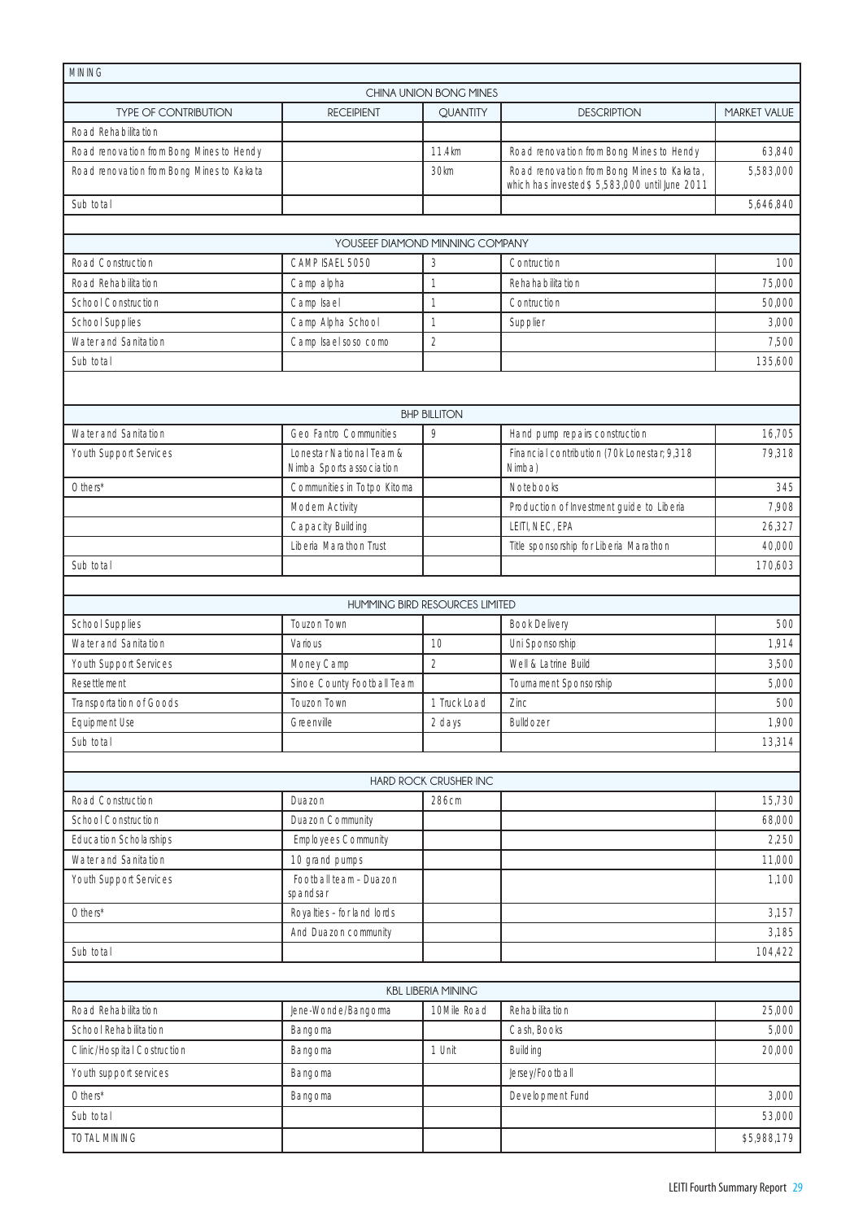| MINING | | | | |
|---|---|---|---|---|
| CHINA UNION BONG MINES | | | | |
| TYPE OF CONTRIBUTION | RECEIPIENT | QUANTITY | DESCRIPTION | MARKET VALUE |
| Road Rehabilitation | | | | |
| Road renovation from Bong Mines to Hendy | | 11.4km | Road renovation from Bong Mines to Hendy | 63,840 |
| Road renovation from Bong Mines to Kakata | | 30km | Road renovation from Bong Mines to Kakata, which has invested $ 5,583,000 until June 2011 | 5,583,000 |
| Sub total | | | | 5,646,840 |
| | | | | |
| YOUSEEF DIAMOND MINNING COMPANY | | | | |
| Road Construction | CAMP ISAEL 5050 | 3 | Contruction | 100 |
| Road Rehabilitation | Camp alpha | 1 | Rehahabilitation | 75,000 |
| School Construction | Camp Isael | 1 | Contruction | 50,000 |
| School Supplies | Camp Alpha School | 1 | Supplier | 3,000 |
| Water and Sanitation | Camp Isael soso como | 2 | | 7,500 |
| Sub total | | | | 135,600 |
| | | | | |
| BHP BILLITON | | | | |
| Water and Sanitation | Geo Fantro Communities | 9 | Hand pump repairs construction | 16,705 |
| Youth Support Services | Lonestar National Team & Nimba Sports association | | Financial contribution (70k Lonestar; 9,318 Nimba) | 79,318 |
| Others* | Communities in Totpo Kitoma | | Notebooks | 345 |
| | Modern Activity | | Production of Investment guide to Liberia | 7,908 |
| | Capacity Building | | LEITI, NEC, EPA | 26,327 |
| | Liberia Marathon Trust | | Title sponsorship for Liberia Marathon | 40,000 |
| Sub total | | | | 170,603 |
| | | | | |
| HUMMING BIRD RESOURCES LIMITED | | | | |
| School Supplies | Touzon Town | | Book Delivery | 500 |
| Water and Sanitation | Various | 10 | Uni Sponsorship | 1,914 |
| Youth Support Services | Money Camp | 2 | Well & Latrine Build | 3,500 |
| Resettlement | Sinoe County Football Team | | Tournament Sponsorship | 5,000 |
| Transportation of Goods | Touzon Town | 1 Truck Load | Zinc | 500 |
| Equipment Use | Greenville | 2 days | Bulldozer | 1,900 |
| Sub total | | | | 13,314 |
| | | | | |
| HARD ROCK CRUSHER INC | | | | |
| Road Construction | Duazon | 286cm | | 15,730 |
| School Construction | Duazon Community | | | 68,000 |
| Education Scholarships | Employees Community | | | 2,250 |
| Water and Sanitation | 10 grand pumps | | | 11,000 |
| Youth Support Services | Football team - Duazon spandsar | | | 1,100 |
| Others* | Royalties - for land lords | | | 3,157 |
| | And Duazon community | | | 3,185 |
| Sub total | | | | 104,422 |
| | | | | |
| KBL LIBERIA MINING | | | | |
| Road Rehabilitation | Jene-Wonde/Bangoma | 10Mile Road | Rehabilitation | 25,000 |
| School Rehabilitation | Bangoma | | Cash, Books | 5,000 |
| Clinic/Hospital Costruction | Bangoma | 1 Unit | Building | 20,000 |
| Youth support services | Bangoma | | Jersey/Football | |
| Others* | Bangoma | | Development Fund | 3,000 |
| Sub total | | | | 53,000 |
| TOTAL MINING | | | | $5,988,179 |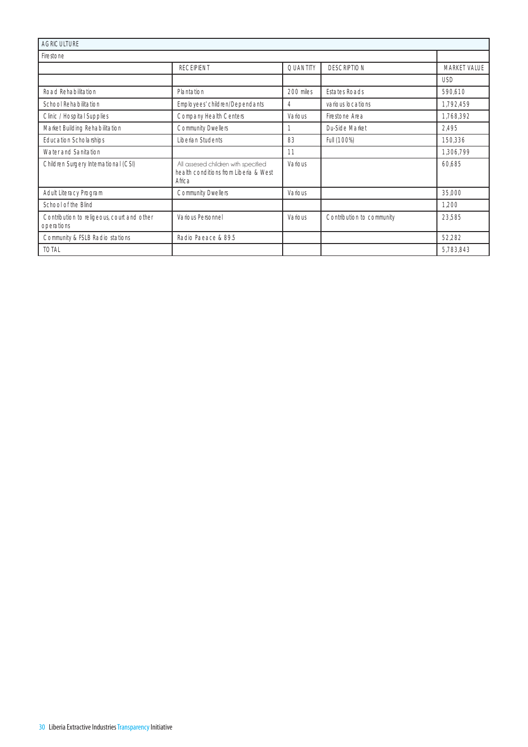| AGRICULTURE | | | | |
|---|---|---|---|---|
| Firestone | | | | |
| | RECEIPIENT | QUANTITY | DESCRIPTION | MARKET VALUE |
| | | | | USD |
| Road Rehabilitation | Plantation | 200 miles | Estates Roads | 590,610 |
| School Rehabilitation | Employees' children/Dependants | 4 | various locations | 1,792,459 |
| Clinic / Hospital Supplies | Company Health Centers | Various | Firestone Area | 1,768,392 |
| Market Building Rehabilitation | Community Dwellers | 1 | Du-Side Market | 2,495 |
| Education Scholarships | Liberian Students | 83 | Full (100%) | 150,336 |
| Water and Sanitation | | 11 | | 1,306,799 |
| Children Surgery International (CSI) | All assesed children with specified health conditions from Liberia & West Africa | Various | | 60,685 |
| Adult Literacy Program | Community Dwellers | Various | | 35,000 |
| School of the Blind | | | | 1,200 |
| Contribution to religeous, court and other operations | Various Personnel | Various | Contribution to community | 23,585 |
| Community & FSLB Radio stations | Radio Paeace & 89.5 | | | 52,282 |
| TOTAL | | | | 5,783,843 |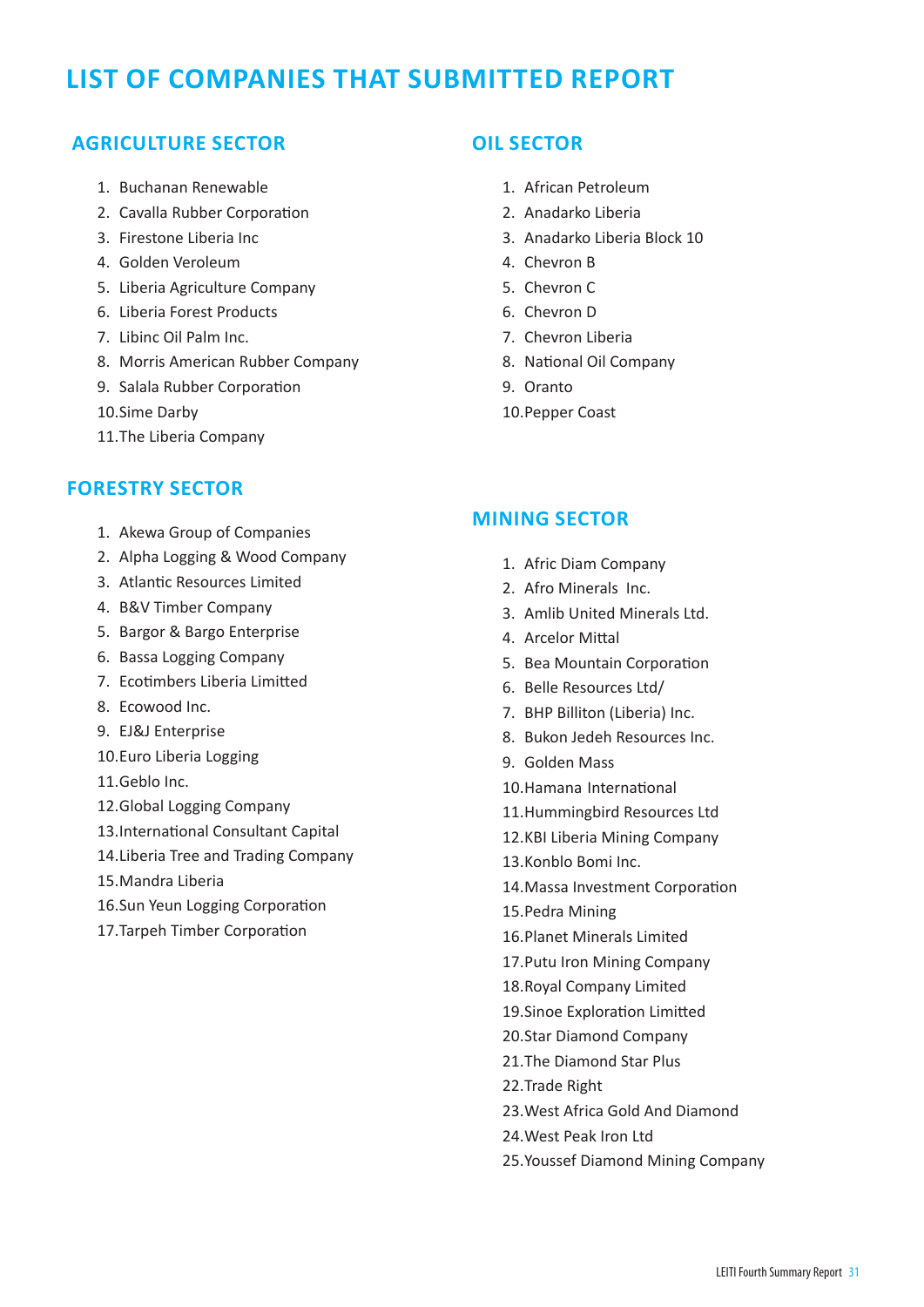# LIST OF COMPANIES THAT SUBMITTED REPORT

## AGRICULTURE SECTOR

1. Buchanan Renewable
2. Cavalla Rubber Corporation
3. Firestone Liberia Inc
4. Golden Veroleum
5. Liberia Agriculture Company
6. Liberia Forest Products
7. Libinc Oil Palm Inc.
8. Morris American Rubber Company
9. Salala Rubber Corporation
10. Sime Darby
11. The Liberia Company

## FORESTRY SECTOR

1. Akewa Group of Companies
2. Alpha Logging & Wood Company
3. Atlantic Resources Limited
4. B&V Timber Company
5. Bargor & Bargo Enterprise
6. Bassa Logging Company
7. Ecotimbers Liberia Limitted
8. Ecowood Inc.
9. EJ&J Enterprise
10. Euro Liberia Logging
11. Geblo Inc.
12. Global Logging Company
13. International Consultant Capital
14. Liberia Tree and Trading Company
15. Mandra Liberia
16. Sun Yeun Logging Corporation
17. Tarpeh Timber Corporation

## OIL SECTOR

1. African Petroleum
2. Anadarko Liberia
3. Anadarko Liberia Block 10
4. Chevron B
5. Chevron C
6. Chevron D
7. Chevron Liberia
8. National Oil Company
9. Oranto
10. Pepper Coast

## MINING SECTOR

1. Afric Diam Company
2. Afro Minerals Inc.
3. Amlib United Minerals Ltd.
4. Arcelor Mittal
5. Bea Mountain Corporation
6. Belle Resources Ltd/
7. BHP Billiton (Liberia) Inc.
8. Bukon Jedeh Resources Inc.
9. Golden Mass
10. Hamana International
11. Hummingbird Resources Ltd
12. KBI Liberia Mining Company
13. Konblo Bomi Inc.
14. Massa Investment Corporation
15. Pedra Mining
16. Planet Minerals Limited
17. Putu Iron Mining Company
18. Royal Company Limited
19. Sinoe Exploration Limitted
20. Star Diamond Company
21. The Diamond Star Plus
22. Trade Right
23. West Africa Gold And Diamond
24. West Peak Iron Ltd
25. Youssef Diamond Mining Company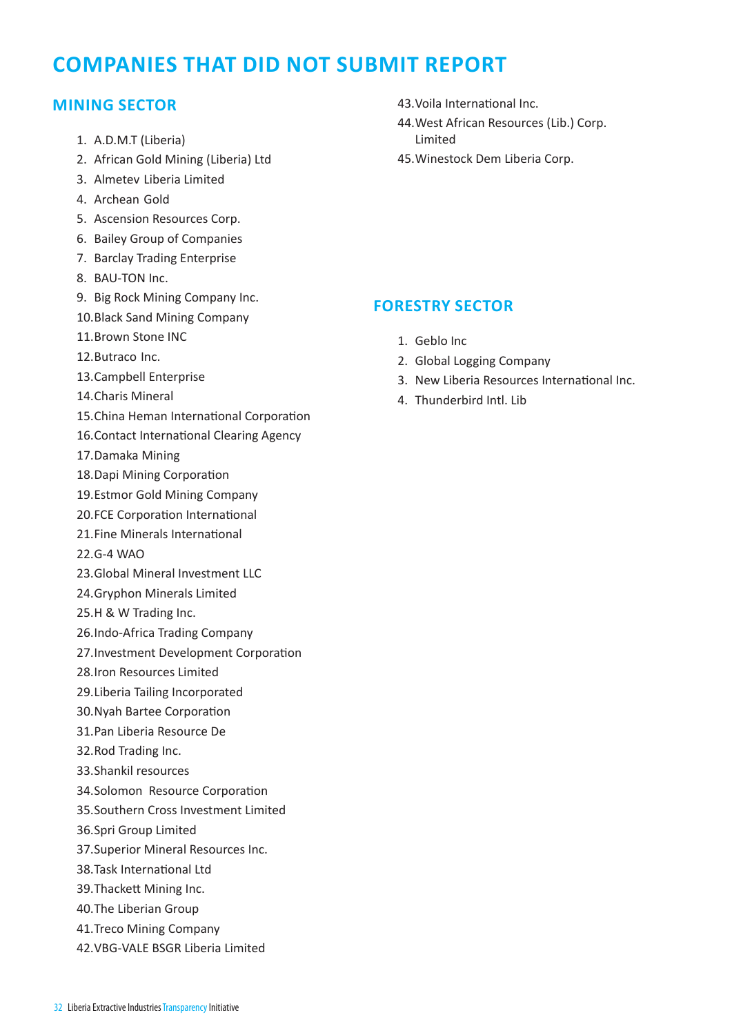# COMPANIES THAT DID NOT SUBMIT REPORT

## MINING SECTOR

1. A.D.M.T (Liberia)
2. African Gold Mining (Liberia) Ltd
3. Almetev Liberia Limited
4. Archean Gold
5. Ascension Resources Corp.
6. Bailey Group of Companies
7. Barclay Trading Enterprise
8. BAU-TON Inc.
9. Big Rock Mining Company Inc.
10. Black Sand Mining Company
11. Brown Stone INC
12. Butraco Inc.
13. Campbell Enterprise
14. Charis Mineral
15. China Heman International Corporation
16. Contact International Clearing Agency
17. Damaka Mining
18. Dapi Mining Corporation
19. Estmor Gold Mining Company
20. FCE Corporation International
21. Fine Minerals International
22. G-4 WAO
23. Global Mineral Investment LLC
24. Gryphon Minerals Limited
25. H & W Trading Inc.
26. Indo-Africa Trading Company
27. Investment Development Corporation
28. Iron Resources Limited
29. Liberia Tailing Incorporated
30. Nyah Bartee Corporation
31. Pan Liberia Resource De
32. Rod Trading Inc.
33. Shankil resources
34. Solomon Resource Corporation
35. Southern Cross Investment Limited
36. Spri Group Limited
37. Superior Mineral Resources Inc.
38. Task International Ltd
39. Thackett Mining Inc.
40. The Liberian Group
41. Treco Mining Company
42. VBG-VALE BSGR Liberia Limited
43. Voila International Inc.
44. West African Resources (Lib.) Corp. Limited
45. Winestock Dem Liberia Corp.

## FORESTRY SECTOR

1. Geblo Inc
2. Global Logging Company
3. New Liberia Resources International Inc.
4. Thunderbird Intl. Lib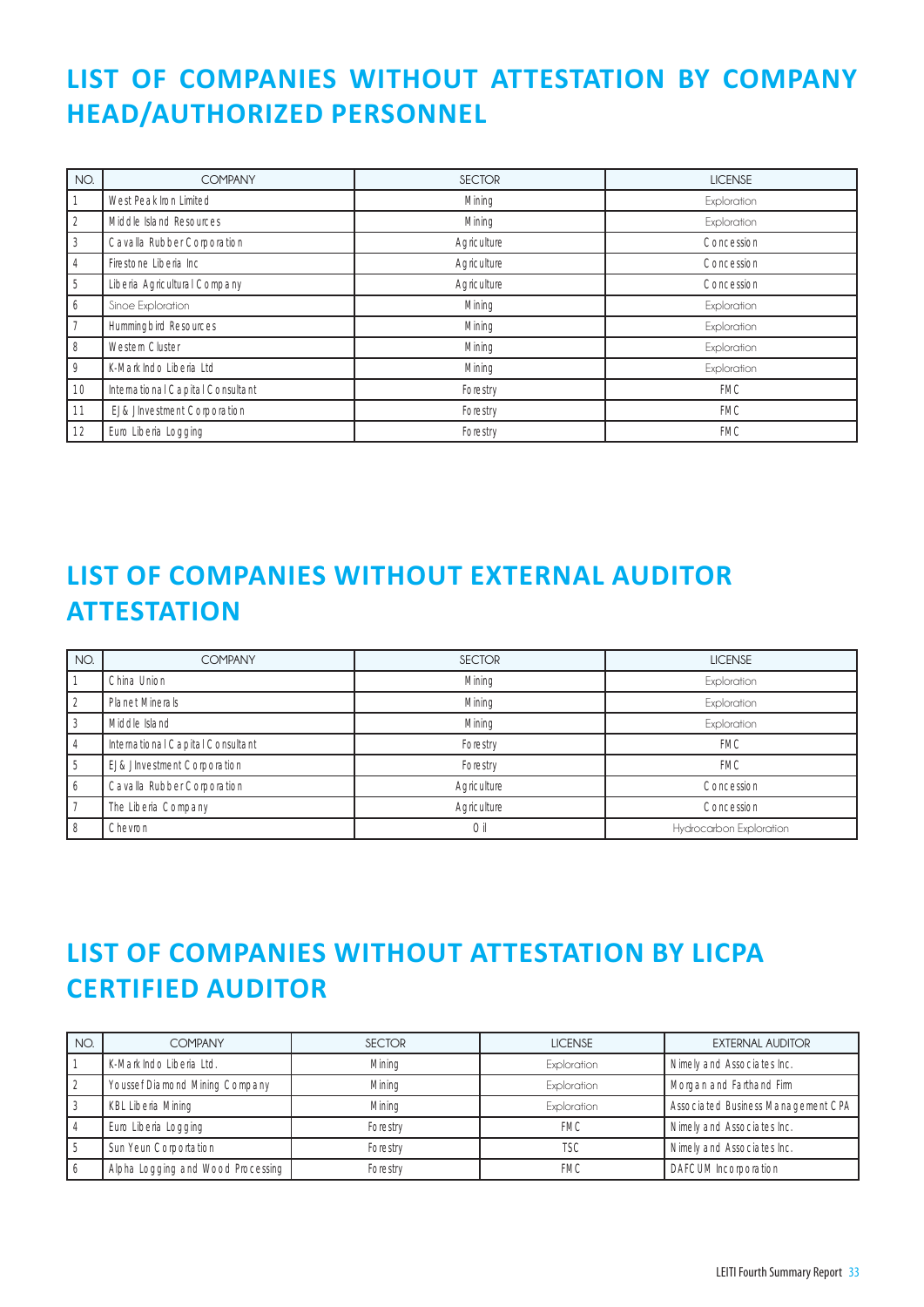## LIST OF COMPANIES WITHOUT ATTESTATION BY COMPANY HEAD/AUTHORIZED PERSONNEL

| NO. | COMPANY | SECTOR | LICENSE |
|---|---|---|---|
| 1 | West Peak Iron Limited | Mining | Exploration |
| 2 | Middle Island Resources | Mining | Exploration |
| 3 | Cavalla Rubber Corporation | Agriculture | Concession |
| 4 | Firestone Liberia Inc | Agriculture | Concession |
| 5 | Liberia Agricultural Company | Agriculture | Concession |
| 6 | Sinoe Exploration | Mining | Exploration |
| 7 | Hummingbird Resources | Mining | Exploration |
| 8 | Western Cluster | Mining | Exploration |
| 9 | K-Mark Indo Liberia Ltd | Mining | Exploration |
| 10 | International Capital Consultant | Forestry | FMC |
| 11 | EJ& J Investment Corporation | Forestry | FMC |
| 12 | Euro Liberia Logging | Forestry | FMC |

## LIST OF COMPANIES WITHOUT EXTERNAL AUDITOR ATTESTATION

| NO. | COMPANY | SECTOR | LICENSE |
|---|---|---|---|
| 1 | China Union | Mining | Exploration |
| 2 | Planet Minerals | Mining | Exploration |
| 3 | Middle Island | Mining | Exploration |
| 4 | International Capital Consultant | Forestry | FMC |
| 5 | EJ& J Investment Corporation | Forestry | FMC |
| 6 | Cavalla Rubber Corporation | Agriculture | Concession |
| 7 | The Liberia Company | Agriculture | Concession |
| 8 | Chevron | Oil | Hydrocarbon Exploration |

## LIST OF COMPANIES WITHOUT ATTESTATION BY LICPA CERTIFIED AUDITOR

| NO. | COMPANY | SECTOR | LICENSE | EXTERNAL AUDITOR |
|---|---|---|---|---|
| 1 | K-Mark Indo Liberia Ltd. | Mining | Exploration | Nimely and Associates Inc. |
| 2 | Youssef Diamond Mining Company | Mining | Exploration | Morgan and Farthand Firm |
| 3 | KBL Liberia Mining | Mining | Exploration | Associated Business Management CPA |
| 4 | Euro Liberia Logging | Forestry | FMC | Nimely and Associates Inc. |
| 5 | Sun Yeun Corportation | Forestry | TSC | Nimely and Associates Inc. |
| 6 | Alpha Logging and Wood Processing | Forestry | FMC | DAFCUM Incorporation |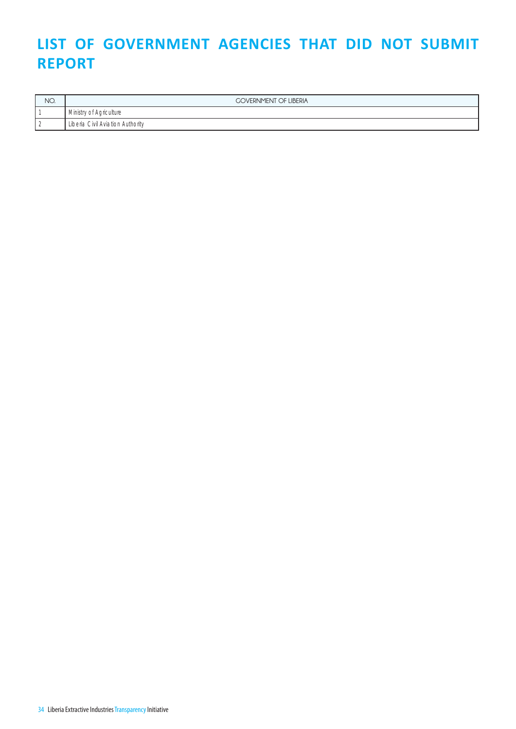# LIST OF GOVERNMENT AGENCIES THAT DID NOT SUBMIT REPORT

| NO. | GOVERNMENT OF LIBERIA |
|---|---|
| 1 | Ministry of Agriculture |
| 2 | Liberia Civil Aviation Authority |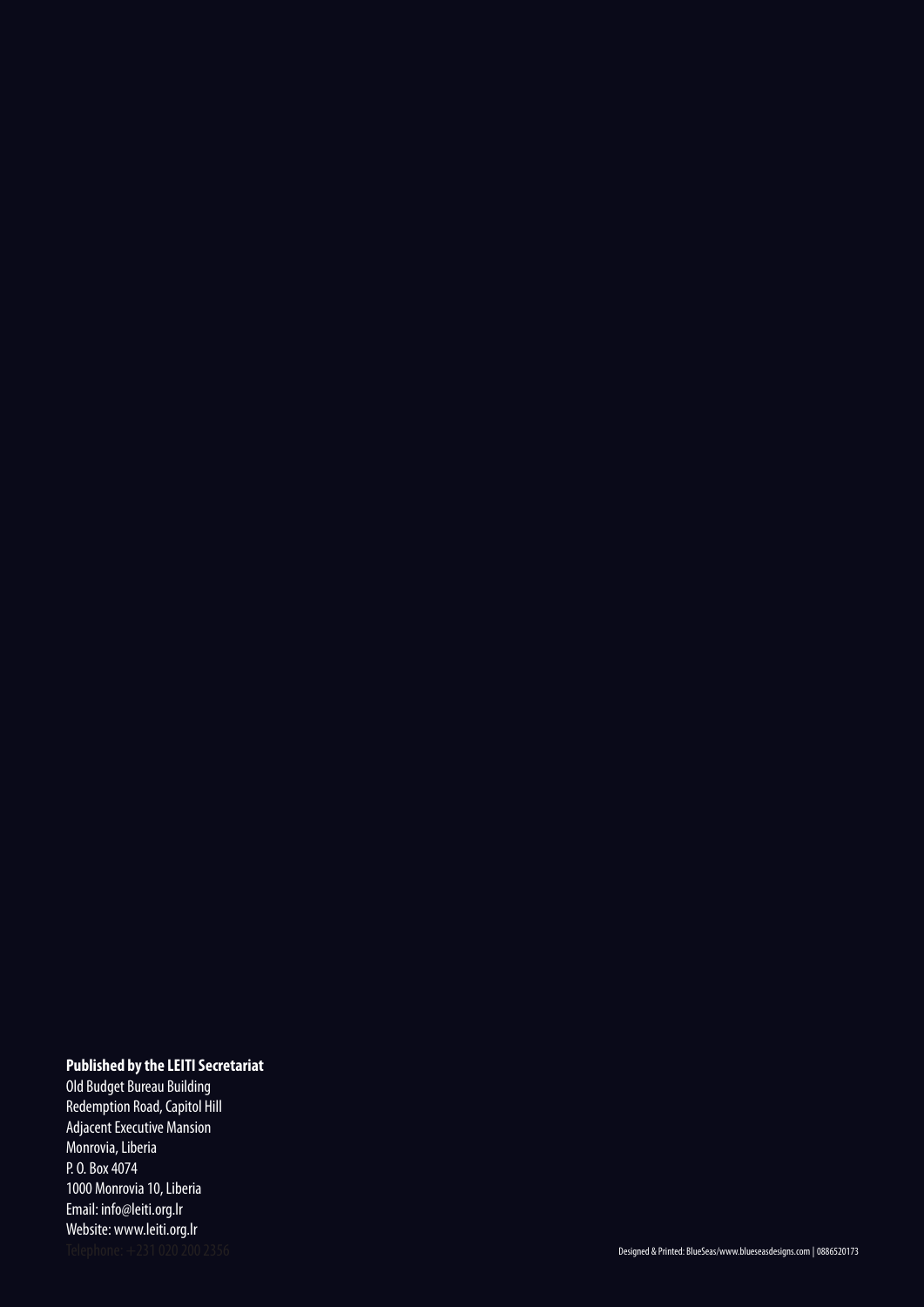**Published by the LEITI Secretariat**

Old Budget Bureau Building
Redemption Road, Capitol Hill
Adjacent Executive Mansion
Monrovia, Liberia
P. O. Box 4074
1000 Monrovia 10, Liberia
Email: info@leiti.org.lr
Website: www.leiti.org.lr
Telephone: +231 020 200 2356

Designed & Printed: BlueSeas/www.blueseasdesigns.com | 0886520173